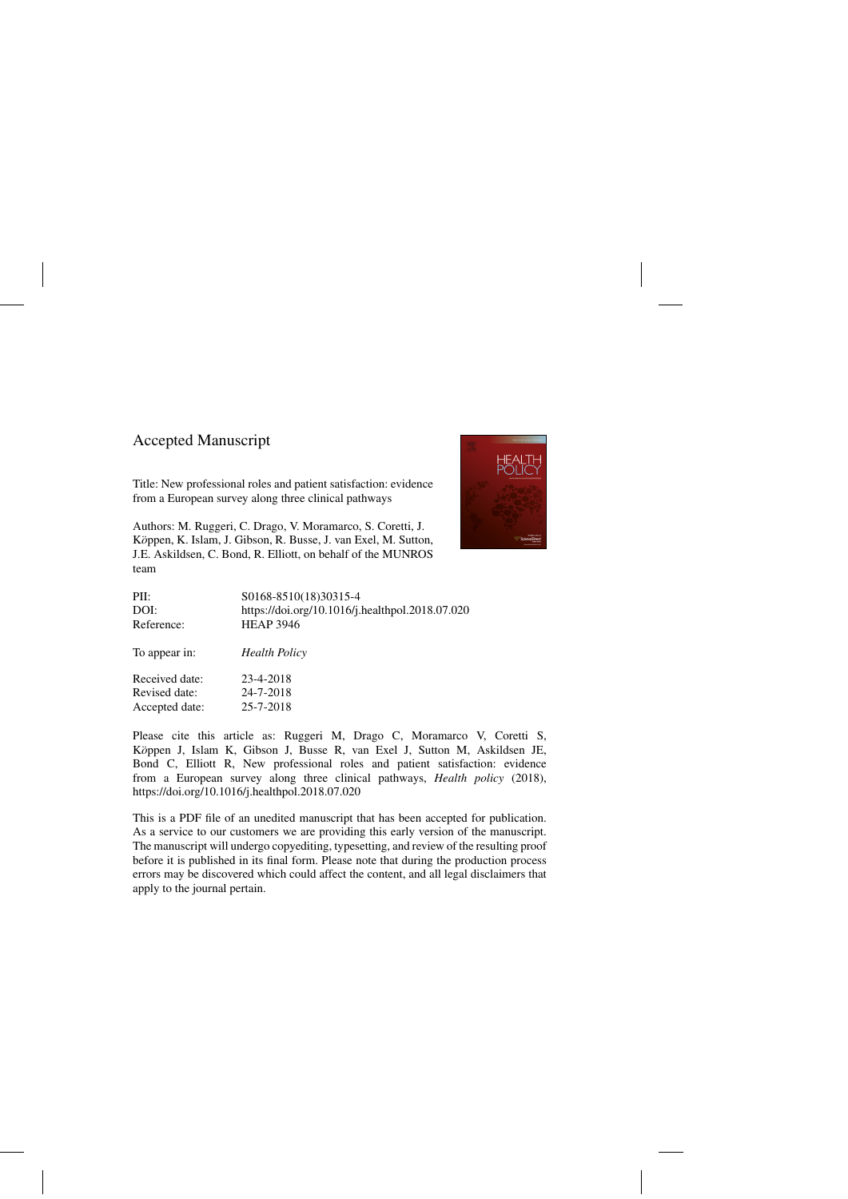Accepted Manuscript

Title: New professional roles and patient satisfaction: evidence from a European survey along three clinical pathways

Authors: M. Ruggeri, C. Drago, V. Moramarco, S. Coretti, J. Köppen, K. Islam, J. Gibson, R. Busse, J. van Exel, M. Sutton, J.E. Askildsen, C. Bond, R. Elliott, on behalf of the MUNROS team

| | |
|---|---|
| PII: | S0168-8510(18)30315-4 |
| DOI: | https://doi.org/10.1016/j.healthpol.2018.07.020 |
| Reference: | HEAP 3946 |
| To appear in: | *Health Policy* |
| Received date: | 23-4-2018 |
| Revised date: | 24-7-2018 |
| Accepted date: | 25-7-2018 |

Please cite this article as: Ruggeri M, Drago C, Moramarco V, Coretti S, Köppen J, Islam K, Gibson J, Busse R, van Exel J, Sutton M, Askildsen JE, Bond C, Elliott R, New professional roles and patient satisfaction: evidence from a European survey along three clinical pathways, *Health policy* (2018), https://doi.org/10.1016/j.healthpol.2018.07.020

This is a PDF file of an unedited manuscript that has been accepted for publication. As a service to our customers we are providing this early version of the manuscript. The manuscript will undergo copyediting, typesetting, and review of the resulting proof before it is published in its final form. Please note that during the production process errors may be discovered which could affect the content, and all legal disclaimers that apply to the journal pertain.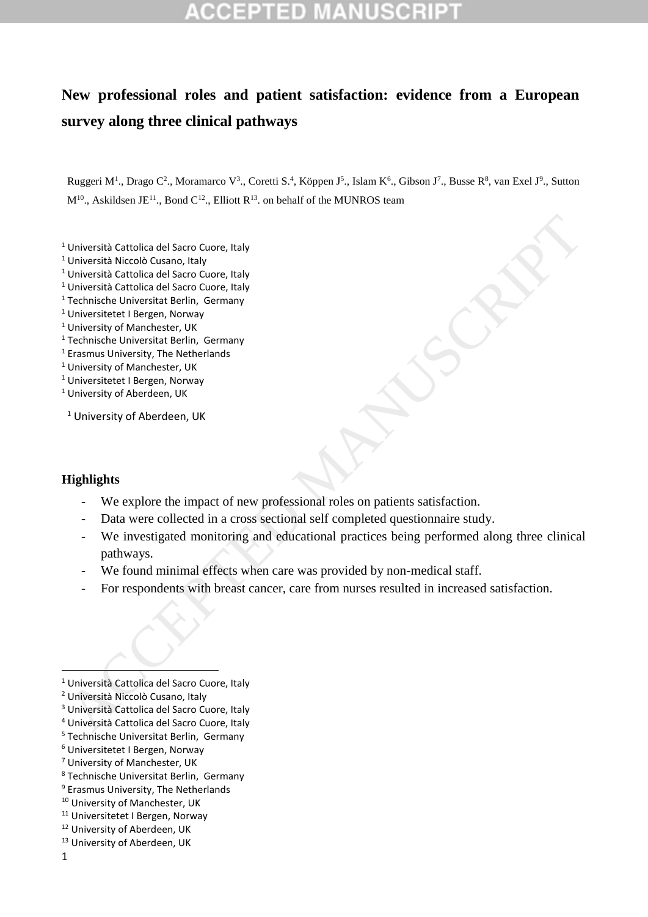# New professional roles and patient satisfaction: evidence from a European survey along three clinical pathways

Ruggeri M[1]., Drago C[2]., Moramarco V[3]., Coretti S.[4], Köppen J[5]., Islam K[6]., Gibson J[7]., Busse R[8], van Exel J[9]., Sutton M[10]., Askildsen JE[11]., Bond C[12]., Elliott R[13]. on behalf of the MUNROS team

[1] Università Cattolica del Sacro Cuore, Italy
[1] Università Niccolò Cusano, Italy
[1] Università Cattolica del Sacro Cuore, Italy
[1] Università Cattolica del Sacro Cuore, Italy
[1] Technische Universitat Berlin, Germany
[1] Universitetet I Bergen, Norway
[1] University of Manchester, UK
[1] Technische Universitat Berlin, Germany
[1] Erasmus University, The Netherlands
[1] University of Manchester, UK
[1] Universitetet I Bergen, Norway
[1] University of Aberdeen, UK

[1] University of Aberdeen, UK

## Highlights

- We explore the impact of new professional roles on patients satisfaction.
- Data were collected in a cross sectional self completed questionnaire study.
- We investigated monitoring and educational practices being performed along three clinical pathways.
- We found minimal effects when care was provided by non-medical staff.
- For respondents with breast cancer, care from nurses resulted in increased satisfaction.

---

[1] Università Cattolica del Sacro Cuore, Italy
[2] Università Niccolò Cusano, Italy
[3] Università Cattolica del Sacro Cuore, Italy
[4] Università Cattolica del Sacro Cuore, Italy
[5] Technische Universitat Berlin, Germany
[6] Universitetet I Bergen, Norway
[7] University of Manchester, UK
[8] Technische Universitat Berlin, Germany
[9] Erasmus University, The Netherlands
[10] University of Manchester, UK
[11] Universitetet I Bergen, Norway
[12] University of Aberdeen, UK
[13] University of Aberdeen, UK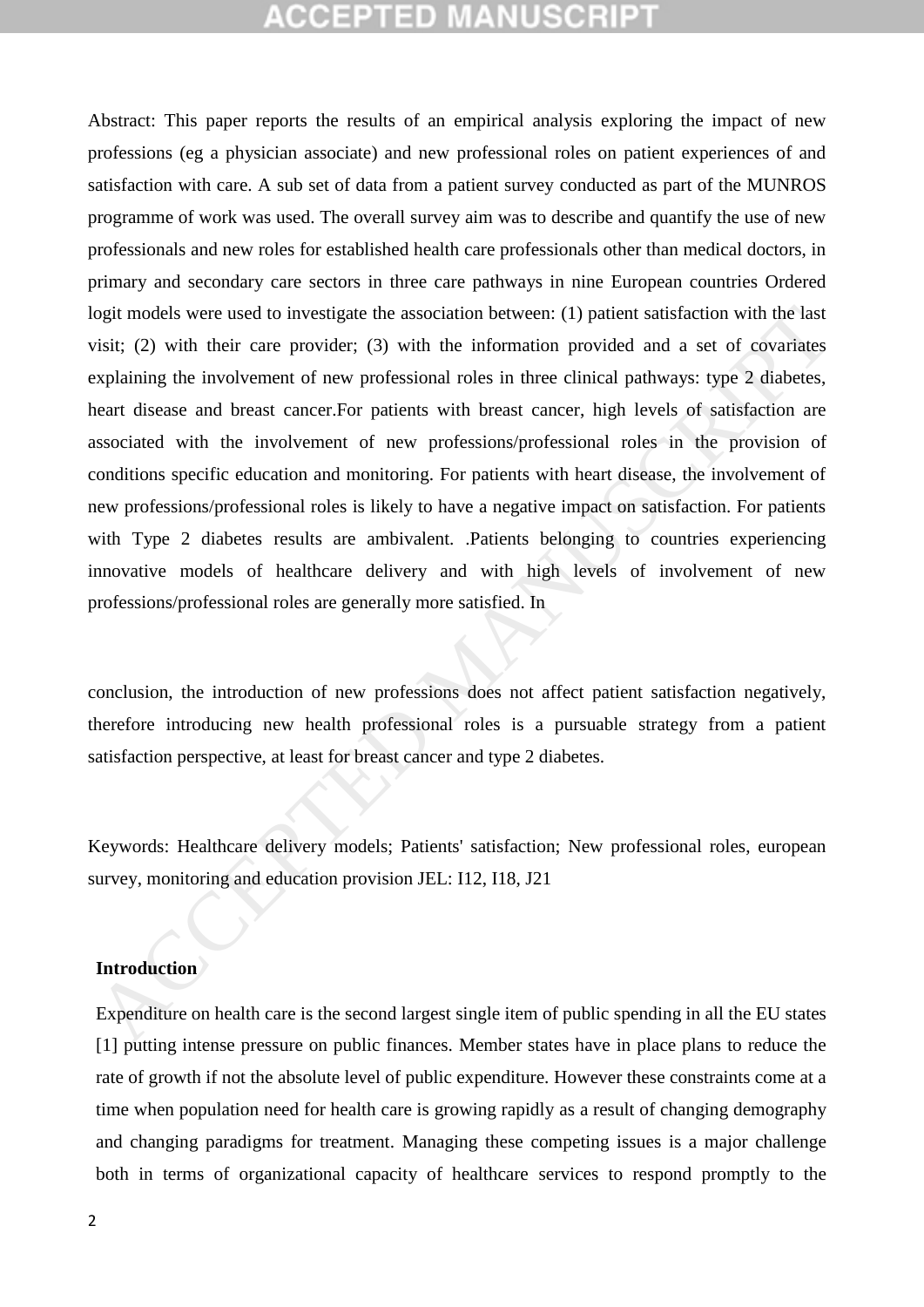Abstract: This paper reports the results of an empirical analysis exploring the impact of new professions (eg a physician associate) and new professional roles on patient experiences of and satisfaction with care. A sub set of data from a patient survey conducted as part of the MUNROS programme of work was used. The overall survey aim was to describe and quantify the use of new professionals and new roles for established health care professionals other than medical doctors, in primary and secondary care sectors in three care pathways in nine European countries Ordered logit models were used to investigate the association between: (1) patient satisfaction with the last visit; (2) with their care provider; (3) with the information provided and a set of covariates explaining the involvement of new professional roles in three clinical pathways: type 2 diabetes, heart disease and breast cancer.For patients with breast cancer, high levels of satisfaction are associated with the involvement of new professions/professional roles in the provision of conditions specific education and monitoring. For patients with heart disease, the involvement of new professions/professional roles is likely to have a negative impact on satisfaction. For patients with Type 2 diabetes results are ambivalent. .Patients belonging to countries experiencing innovative models of healthcare delivery and with high levels of involvement of new professions/professional roles are generally more satisfied. In

conclusion, the introduction of new professions does not affect patient satisfaction negatively, therefore introducing new health professional roles is a pursuable strategy from a patient satisfaction perspective, at least for breast cancer and type 2 diabetes.

Keywords: Healthcare delivery models; Patients' satisfaction; New professional roles, european survey, monitoring and education provision JEL: I12, I18, J21

## Introduction

Expenditure on health care is the second largest single item of public spending in all the EU states [1] putting intense pressure on public finances. Member states have in place plans to reduce the rate of growth if not the absolute level of public expenditure. However these constraints come at a time when population need for health care is growing rapidly as a result of changing demography and changing paradigms for treatment. Managing these competing issues is a major challenge both in terms of organizational capacity of healthcare services to respond promptly to the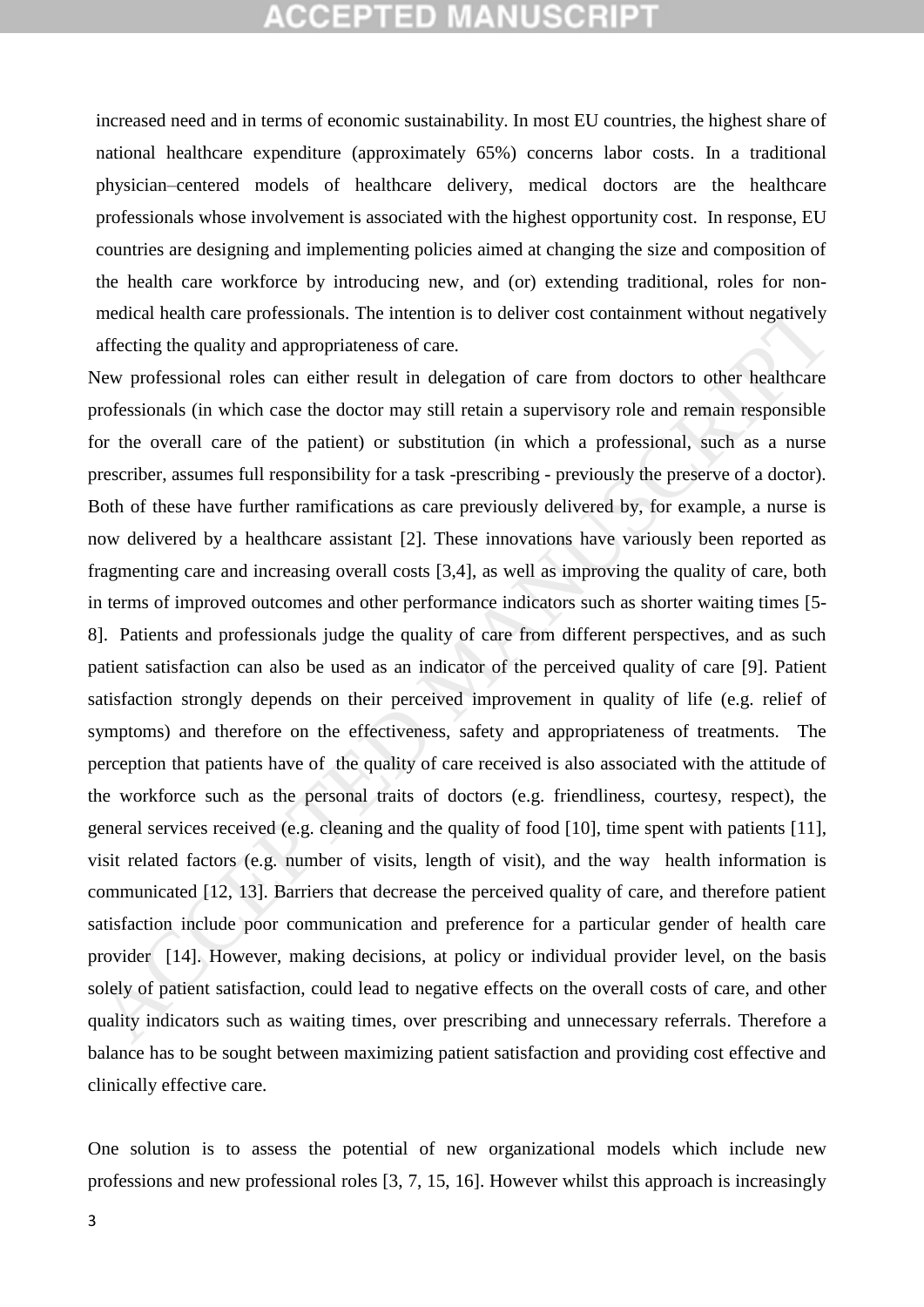increased need and in terms of economic sustainability. In most EU countries, the highest share of national healthcare expenditure (approximately 65%) concerns labor costs. In a traditional physician–centered models of healthcare delivery, medical doctors are the healthcare professionals whose involvement is associated with the highest opportunity cost. In response, EU countries are designing and implementing policies aimed at changing the size and composition of the health care workforce by introducing new, and (or) extending traditional, roles for non-medical health care professionals. The intention is to deliver cost containment without negatively affecting the quality and appropriateness of care.

New professional roles can either result in delegation of care from doctors to other healthcare professionals (in which case the doctor may still retain a supervisory role and remain responsible for the overall care of the patient) or substitution (in which a professional, such as a nurse prescriber, assumes full responsibility for a task -prescribing - previously the preserve of a doctor). Both of these have further ramifications as care previously delivered by, for example, a nurse is now delivered by a healthcare assistant [2]. These innovations have variously been reported as fragmenting care and increasing overall costs [3,4], as well as improving the quality of care, both in terms of improved outcomes and other performance indicators such as shorter waiting times [5-8]. Patients and professionals judge the quality of care from different perspectives, and as such patient satisfaction can also be used as an indicator of the perceived quality of care [9]. Patient satisfaction strongly depends on their perceived improvement in quality of life (e.g. relief of symptoms) and therefore on the effectiveness, safety and appropriateness of treatments. The perception that patients have of the quality of care received is also associated with the attitude of the workforce such as the personal traits of doctors (e.g. friendliness, courtesy, respect), the general services received (e.g. cleaning and the quality of food [10], time spent with patients [11], visit related factors (e.g. number of visits, length of visit), and the way health information is communicated [12, 13]. Barriers that decrease the perceived quality of care, and therefore patient satisfaction include poor communication and preference for a particular gender of health care provider [14]. However, making decisions, at policy or individual provider level, on the basis solely of patient satisfaction, could lead to negative effects on the overall costs of care, and other quality indicators such as waiting times, over prescribing and unnecessary referrals. Therefore a balance has to be sought between maximizing patient satisfaction and providing cost effective and clinically effective care.

One solution is to assess the potential of new organizational models which include new professions and new professional roles [3, 7, 15, 16]. However whilst this approach is increasingly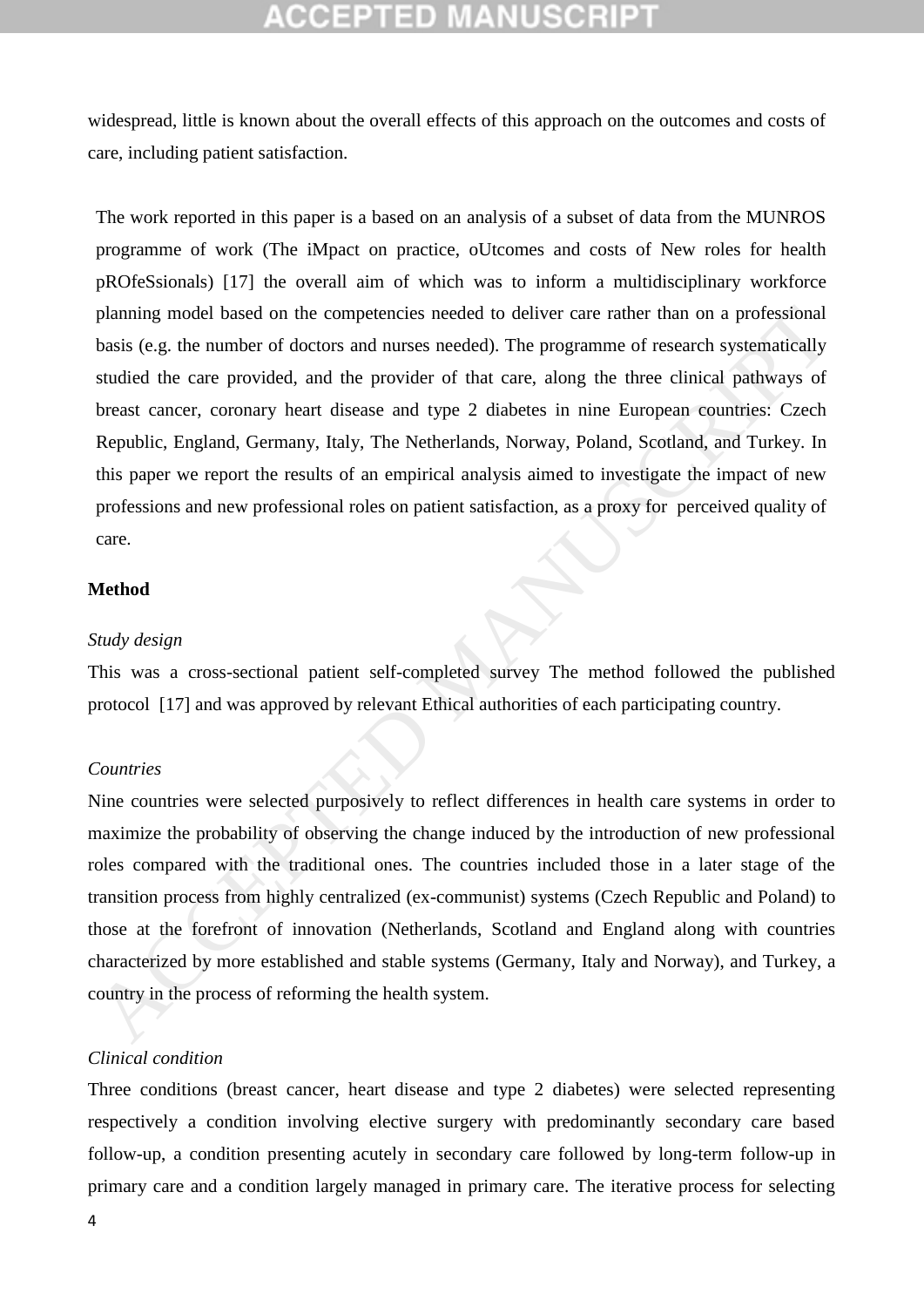widespread, little is known about the overall effects of this approach on the outcomes and costs of care, including patient satisfaction.

The work reported in this paper is a based on an analysis of a subset of data from the MUNROS programme of work (The iMpact on practice, oUtcomes and costs of New roles for health pROfeSsionals) [17] the overall aim of which was to inform a multidisciplinary workforce planning model based on the competencies needed to deliver care rather than on a professional basis (e.g. the number of doctors and nurses needed). The programme of research systematically studied the care provided, and the provider of that care, along the three clinical pathways of breast cancer, coronary heart disease and type 2 diabetes in nine European countries: Czech Republic, England, Germany, Italy, The Netherlands, Norway, Poland, Scotland, and Turkey. In this paper we report the results of an empirical analysis aimed to investigate the impact of new professions and new professional roles on patient satisfaction, as a proxy for perceived quality of care.

## Method

*Study design*

This was a cross-sectional patient self-completed survey The method followed the published protocol [17] and was approved by relevant Ethical authorities of each participating country.

*Countries*

Nine countries were selected purposively to reflect differences in health care systems in order to maximize the probability of observing the change induced by the introduction of new professional roles compared with the traditional ones. The countries included those in a later stage of the transition process from highly centralized (ex-communist) systems (Czech Republic and Poland) to those at the forefront of innovation (Netherlands, Scotland and England along with countries characterized by more established and stable systems (Germany, Italy and Norway), and Turkey, a country in the process of reforming the health system.

*Clinical condition*

Three conditions (breast cancer, heart disease and type 2 diabetes) were selected representing respectively a condition involving elective surgery with predominantly secondary care based follow-up, a condition presenting acutely in secondary care followed by long-term follow-up in primary care and a condition largely managed in primary care. The iterative process for selecting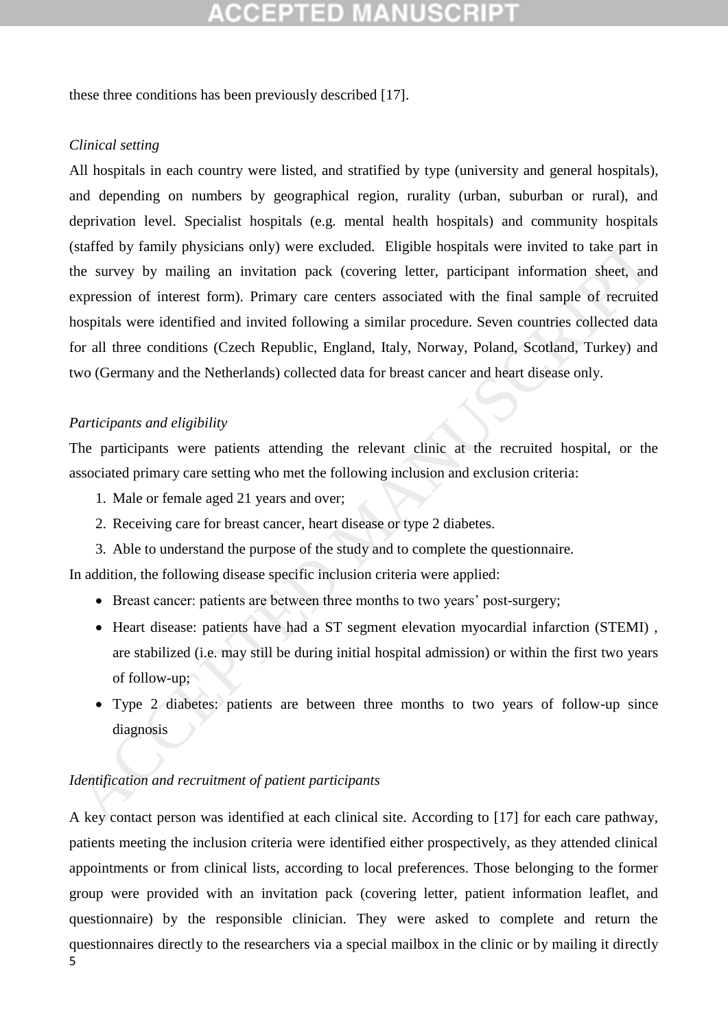these three conditions has been previously described [17].

*Clinical setting*

All hospitals in each country were listed, and stratified by type (university and general hospitals), and depending on numbers by geographical region, rurality (urban, suburban or rural), and deprivation level. Specialist hospitals (e.g. mental health hospitals) and community hospitals (staffed by family physicians only) were excluded. Eligible hospitals were invited to take part in the survey by mailing an invitation pack (covering letter, participant information sheet, and expression of interest form). Primary care centers associated with the final sample of recruited hospitals were identified and invited following a similar procedure. Seven countries collected data for all three conditions (Czech Republic, England, Italy, Norway, Poland, Scotland, Turkey) and two (Germany and the Netherlands) collected data for breast cancer and heart disease only.

*Participants and eligibility*

The participants were patients attending the relevant clinic at the recruited hospital, or the associated primary care setting who met the following inclusion and exclusion criteria:

1. Male or female aged 21 years and over;
2. Receiving care for breast cancer, heart disease or type 2 diabetes.
3. Able to understand the purpose of the study and to complete the questionnaire.

In addition, the following disease specific inclusion criteria were applied:

- Breast cancer: patients are between three months to two years' post-surgery;
- Heart disease: patients have had a ST segment elevation myocardial infarction (STEMI) , are stabilized (i.e. may still be during initial hospital admission) or within the first two years of follow-up;
- Type 2 diabetes: patients are between three months to two years of follow-up since diagnosis

*Identification and recruitment of patient participants*

A key contact person was identified at each clinical site. According to [17] for each care pathway, patients meeting the inclusion criteria were identified either prospectively, as they attended clinical appointments or from clinical lists, according to local preferences. Those belonging to the former group were provided with an invitation pack (covering letter, patient information leaflet, and questionnaire) by the responsible clinician. They were asked to complete and return the questionnaires directly to the researchers via a special mailbox in the clinic or by mailing it directly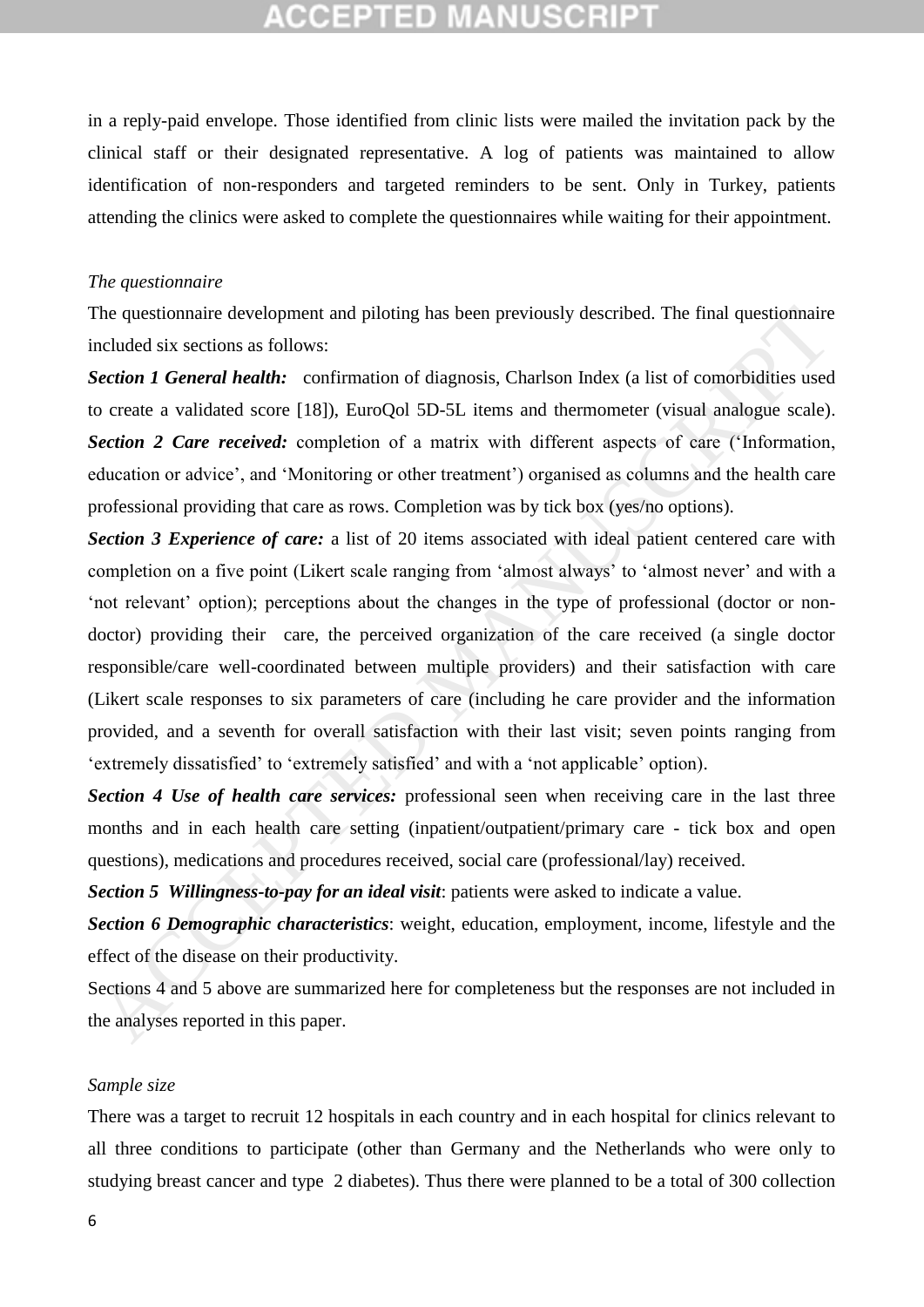in a reply-paid envelope. Those identified from clinic lists were mailed the invitation pack by the clinical staff or their designated representative. A log of patients was maintained to allow identification of non-responders and targeted reminders to be sent. Only in Turkey, patients attending the clinics were asked to complete the questionnaires while waiting for their appointment.

*The questionnaire*

The questionnaire development and piloting has been previously described. The final questionnaire included six sections as follows:

***Section 1 General health:*** confirmation of diagnosis, Charlson Index (a list of comorbidities used to create a validated score [18]), EuroQol 5D-5L items and thermometer (visual analogue scale). ***Section 2 Care received:*** completion of a matrix with different aspects of care ('Information, education or advice', and 'Monitoring or other treatment') organised as columns and the health care professional providing that care as rows. Completion was by tick box (yes/no options).

***Section 3 Experience of care:*** a list of 20 items associated with ideal patient centered care with completion on a five point (Likert scale ranging from 'almost always' to 'almost never' and with a 'not relevant' option); perceptions about the changes in the type of professional (doctor or non-doctor) providing their care, the perceived organization of the care received (a single doctor responsible/care well-coordinated between multiple providers) and their satisfaction with care (Likert scale responses to six parameters of care (including he care provider and the information provided, and a seventh for overall satisfaction with their last visit; seven points ranging from 'extremely dissatisfied' to 'extremely satisfied' and with a 'not applicable' option).

***Section 4 Use of health care services:*** professional seen when receiving care in the last three months and in each health care setting (inpatient/outpatient/primary care - tick box and open questions), medications and procedures received, social care (professional/lay) received.

***Section 5 Willingness-to-pay for an ideal visit***: patients were asked to indicate a value.

***Section 6 Demographic characteristics***: weight, education, employment, income, lifestyle and the effect of the disease on their productivity.

Sections 4 and 5 above are summarized here for completeness but the responses are not included in the analyses reported in this paper.

*Sample size*

There was a target to recruit 12 hospitals in each country and in each hospital for clinics relevant to all three conditions to participate (other than Germany and the Netherlands who were only to studying breast cancer and type 2 diabetes). Thus there were planned to be a total of 300 collection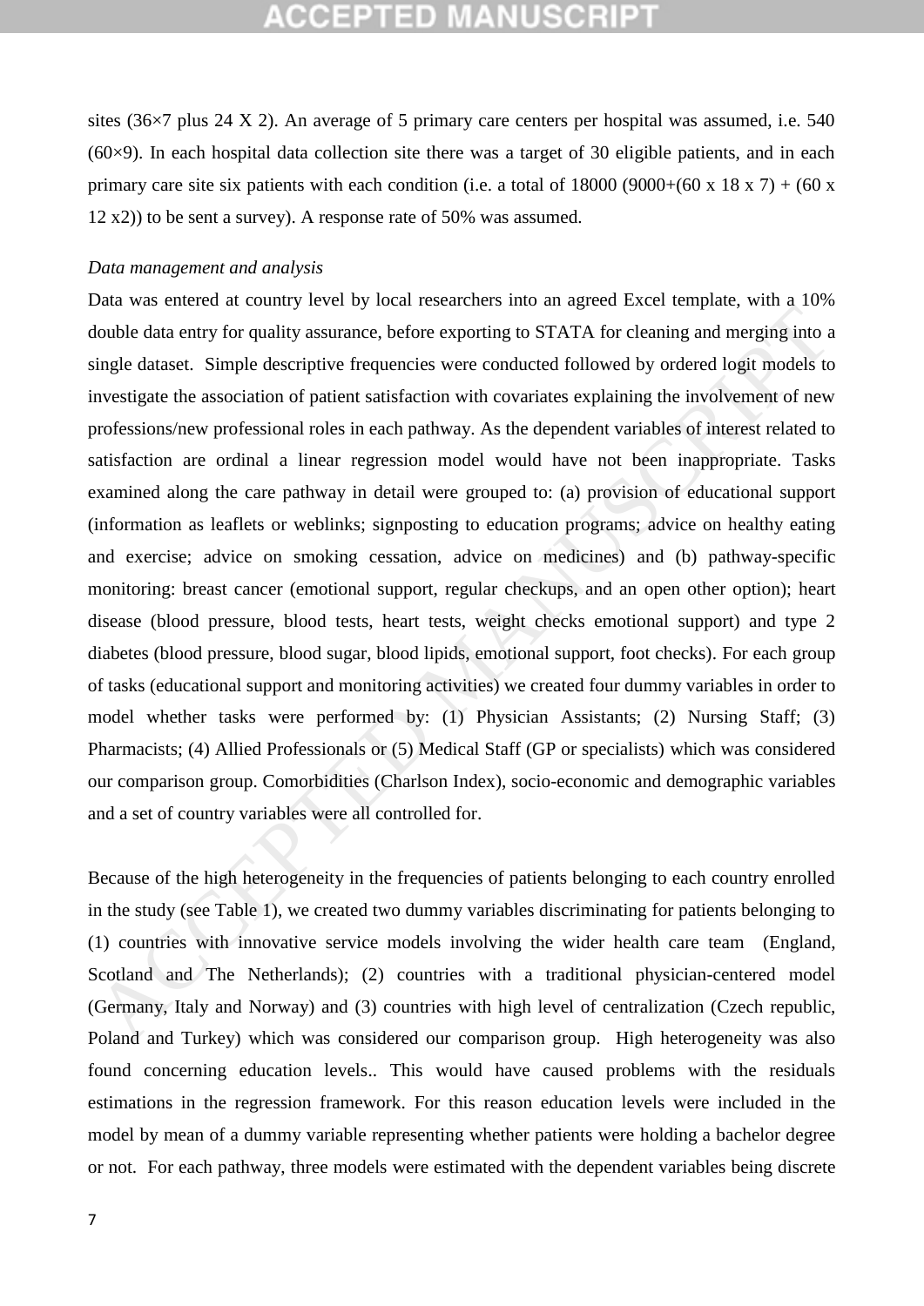sites (36×7 plus 24 X 2). An average of 5 primary care centers per hospital was assumed, i.e. 540 (60×9). In each hospital data collection site there was a target of 30 eligible patients, and in each primary care site six patients with each condition (i.e. a total of 18000 (9000+(60 x 18 x 7) + (60 x 12 x2)) to be sent a survey). A response rate of 50% was assumed.

*Data management and analysis*

Data was entered at country level by local researchers into an agreed Excel template, with a 10% double data entry for quality assurance, before exporting to STATA for cleaning and merging into a single dataset. Simple descriptive frequencies were conducted followed by ordered logit models to investigate the association of patient satisfaction with covariates explaining the involvement of new professions/new professional roles in each pathway. As the dependent variables of interest related to satisfaction are ordinal a linear regression model would have not been inappropriate. Tasks examined along the care pathway in detail were grouped to: (a) provision of educational support (information as leaflets or weblinks; signposting to education programs; advice on healthy eating and exercise; advice on smoking cessation, advice on medicines) and (b) pathway-specific monitoring: breast cancer (emotional support, regular checkups, and an open other option); heart disease (blood pressure, blood tests, heart tests, weight checks emotional support) and type 2 diabetes (blood pressure, blood sugar, blood lipids, emotional support, foot checks). For each group of tasks (educational support and monitoring activities) we created four dummy variables in order to model whether tasks were performed by: (1) Physician Assistants; (2) Nursing Staff; (3) Pharmacists; (4) Allied Professionals or (5) Medical Staff (GP or specialists) which was considered our comparison group. Comorbidities (Charlson Index), socio-economic and demographic variables and a set of country variables were all controlled for.

Because of the high heterogeneity in the frequencies of patients belonging to each country enrolled in the study (see Table 1), we created two dummy variables discriminating for patients belonging to (1) countries with innovative service models involving the wider health care team (England, Scotland and The Netherlands); (2) countries with a traditional physician-centered model (Germany, Italy and Norway) and (3) countries with high level of centralization (Czech republic, Poland and Turkey) which was considered our comparison group. High heterogeneity was also found concerning education levels.. This would have caused problems with the residuals estimations in the regression framework. For this reason education levels were included in the model by mean of a dummy variable representing whether patients were holding a bachelor degree or not. For each pathway, three models were estimated with the dependent variables being discrete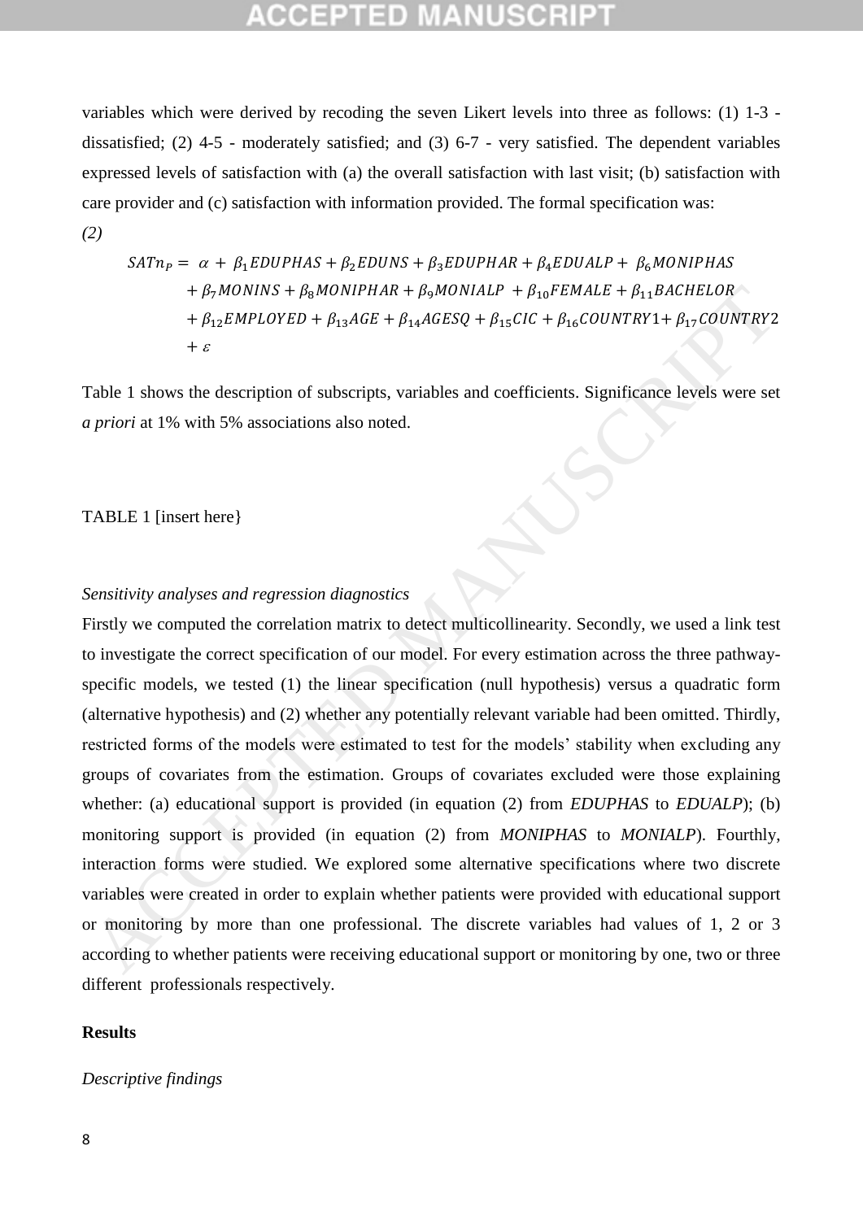variables which were derived by recoding the seven Likert levels into three as follows: (1) 1-3 - dissatisfied; (2) 4-5 - moderately satisfied; and (3) 6-7 - very satisfied. The dependent variables expressed levels of satisfaction with (a) the overall satisfaction with last visit; (b) satisfaction with care provider and (c) satisfaction with information provided. The formal specification was:

*(2)*

$$
\begin{aligned}
SATn_P = \ & \alpha + \beta_1 EDUPHAS + \beta_2 EDUNS + \beta_3 EDUPHAR + \beta_4 EDUALP + \beta_6 MONIPHAS \\
& + \beta_7 MONINS + \beta_8 MONIPHAR + \beta_9 MONIALP + \beta_{10} FEMALE + \beta_{11} BACHELOR \\
& + \beta_{12} EMPLOYED + \beta_{13} AGE + \beta_{14} AGESQ + \beta_{15} CIC + \beta_{16} COUNTRY1 + \beta_{17} COUNTRY2 \\
& + \varepsilon
\end{aligned}
$$

Table 1 shows the description of subscripts, variables and coefficients. Significance levels were set *a priori* at 1% with 5% associations also noted.

TABLE 1 [insert here}

*Sensitivity analyses and regression diagnostics*

Firstly we computed the correlation matrix to detect multicollinearity. Secondly, we used a link test to investigate the correct specification of our model. For every estimation across the three pathway-specific models, we tested (1) the linear specification (null hypothesis) versus a quadratic form (alternative hypothesis) and (2) whether any potentially relevant variable had been omitted. Thirdly, restricted forms of the models were estimated to test for the models' stability when excluding any groups of covariates from the estimation. Groups of covariates excluded were those explaining whether: (a) educational support is provided (in equation (2) from *EDUPHAS* to *EDUALP*); (b) monitoring support is provided (in equation (2) from *MONIPHAS* to *MONIALP*). Fourthly, interaction forms were studied. We explored some alternative specifications where two discrete variables were created in order to explain whether patients were provided with educational support or monitoring by more than one professional. The discrete variables had values of 1, 2 or 3 according to whether patients were receiving educational support or monitoring by one, two or three different professionals respectively.

## Results

*Descriptive findings*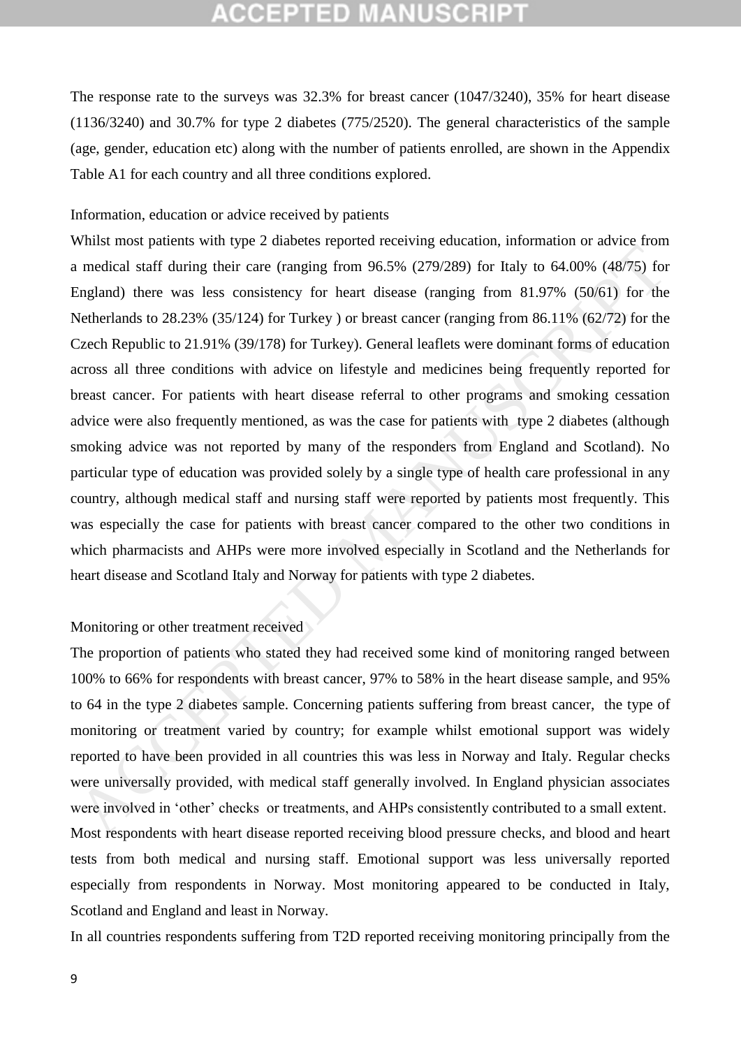The response rate to the surveys was 32.3% for breast cancer (1047/3240), 35% for heart disease (1136/3240) and 30.7% for type 2 diabetes (775/2520). The general characteristics of the sample (age, gender, education etc) along with the number of patients enrolled, are shown in the Appendix Table A1 for each country and all three conditions explored.

Information, education or advice received by patients

Whilst most patients with type 2 diabetes reported receiving education, information or advice from a medical staff during their care (ranging from 96.5% (279/289) for Italy to 64.00% (48/75) for England) there was less consistency for heart disease (ranging from 81.97% (50/61) for the Netherlands to 28.23% (35/124) for Turkey ) or breast cancer (ranging from 86.11% (62/72) for the Czech Republic to 21.91% (39/178) for Turkey). General leaflets were dominant forms of education across all three conditions with advice on lifestyle and medicines being frequently reported for breast cancer. For patients with heart disease referral to other programs and smoking cessation advice were also frequently mentioned, as was the case for patients with type 2 diabetes (although smoking advice was not reported by many of the responders from England and Scotland). No particular type of education was provided solely by a single type of health care professional in any country, although medical staff and nursing staff were reported by patients most frequently. This was especially the case for patients with breast cancer compared to the other two conditions in which pharmacists and AHPs were more involved especially in Scotland and the Netherlands for heart disease and Scotland Italy and Norway for patients with type 2 diabetes.

Monitoring or other treatment received

The proportion of patients who stated they had received some kind of monitoring ranged between 100% to 66% for respondents with breast cancer, 97% to 58% in the heart disease sample, and 95% to 64 in the type 2 diabetes sample. Concerning patients suffering from breast cancer, the type of monitoring or treatment varied by country; for example whilst emotional support was widely reported to have been provided in all countries this was less in Norway and Italy. Regular checks were universally provided, with medical staff generally involved. In England physician associates were involved in 'other' checks or treatments, and AHPs consistently contributed to a small extent.

Most respondents with heart disease reported receiving blood pressure checks, and blood and heart tests from both medical and nursing staff. Emotional support was less universally reported especially from respondents in Norway. Most monitoring appeared to be conducted in Italy, Scotland and England and least in Norway.

In all countries respondents suffering from T2D reported receiving monitoring principally from the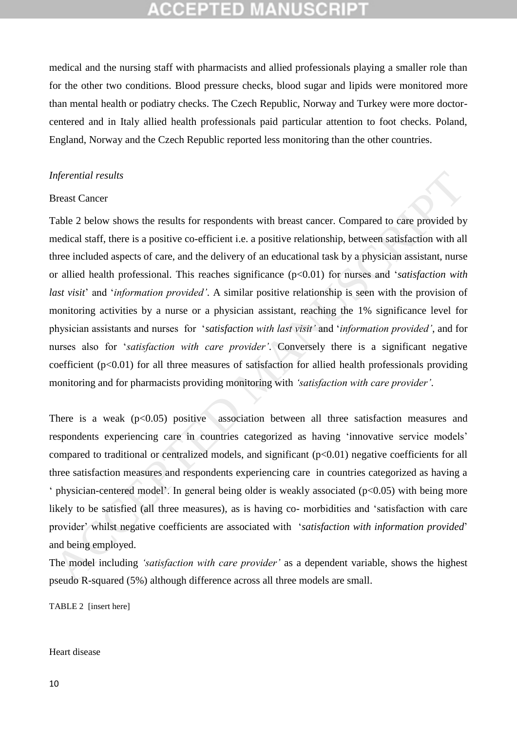medical and the nursing staff with pharmacists and allied professionals playing a smaller role than for the other two conditions. Blood pressure checks, blood sugar and lipids were monitored more than mental health or podiatry checks. The Czech Republic, Norway and Turkey were more doctor-centered and in Italy allied health professionals paid particular attention to foot checks. Poland, England, Norway and the Czech Republic reported less monitoring than the other countries.

*Inferential results*

Breast Cancer

Table 2 below shows the results for respondents with breast cancer. Compared to care provided by medical staff, there is a positive co-efficient i.e. a positive relationship, between satisfaction with all three included aspects of care, and the delivery of an educational task by a physician assistant, nurse or allied health professional. This reaches significance ($p<0.01$) for nurses and '*satisfaction with last visit*' and '*information provided'*. A similar positive relationship is seen with the provision of monitoring activities by a nurse or a physician assistant, reaching the 1% significance level for physician assistants and nurses for '*satisfaction with last visit'* and '*information provided'*, and for nurses also for '*satisfaction with care provider'*. Conversely there is a significant negative coefficient ($p<0.01$) for all three measures of satisfaction for allied health professionals providing monitoring and for pharmacists providing monitoring with *'satisfaction with care provider'*.

There is a weak ($p<0.05$) positive association between all three satisfaction measures and respondents experiencing care in countries categorized as having 'innovative service models' compared to traditional or centralized models, and significant ($p<0.01$) negative coefficients for all three satisfaction measures and respondents experiencing care in countries categorized as having a ' physician-centered model'. In general being older is weakly associated ($p<0.05$) with being more likely to be satisfied (all three measures), as is having co- morbidities and 'satisfaction with care provider' whilst negative coefficients are associated with '*satisfaction with information provided*' and being employed.

The model including *'satisfaction with care provider'* as a dependent variable, shows the highest pseudo R-squared (5%) although difference across all three models are small.

TABLE 2 [insert here]

Heart disease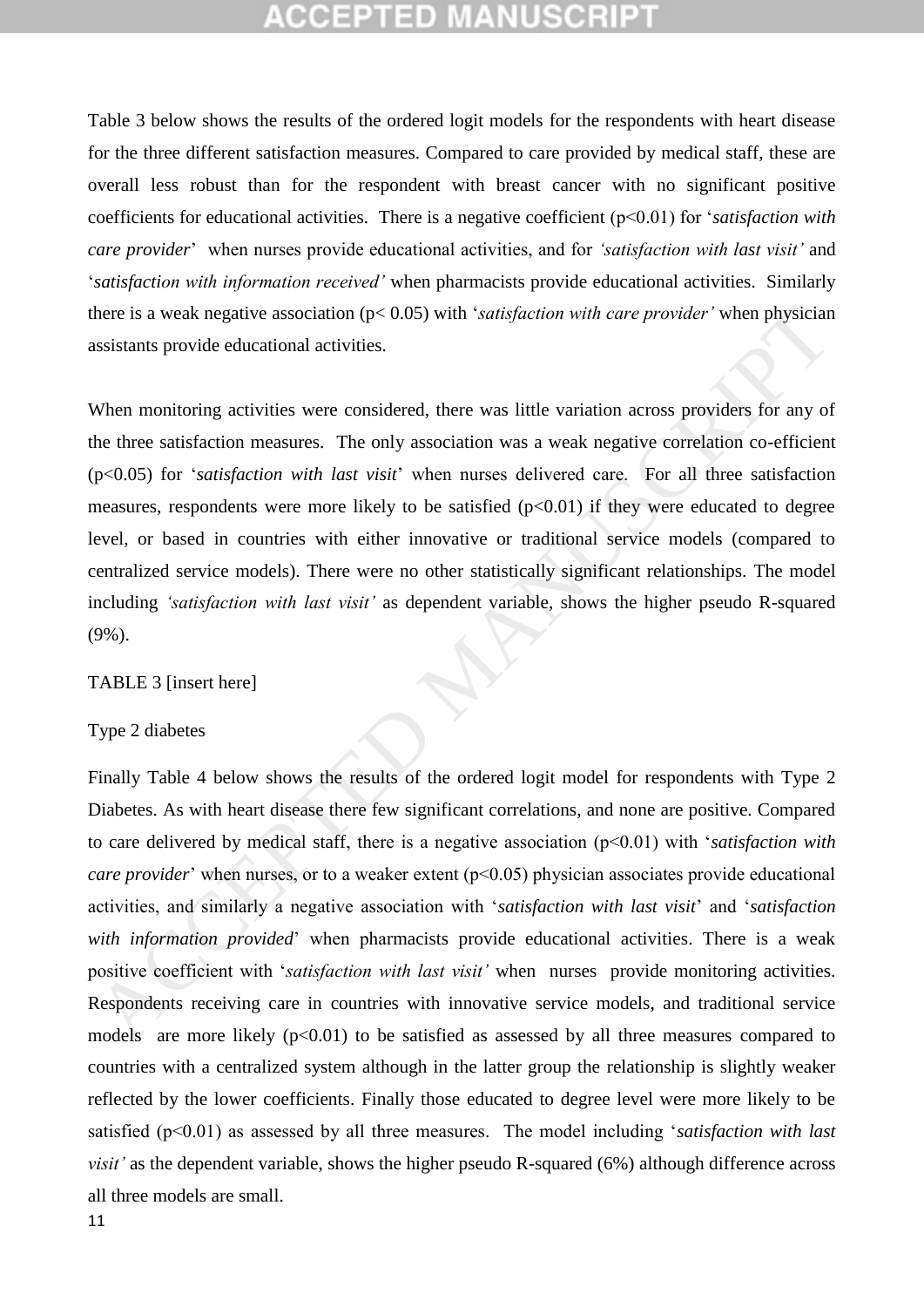Table 3 below shows the results of the ordered logit models for the respondents with heart disease for the three different satisfaction measures. Compared to care provided by medical staff, these are overall less robust than for the respondent with breast cancer with no significant positive coefficients for educational activities. There is a negative coefficient ($p<0.01$) for '*satisfaction with care provider*' when nurses provide educational activities, and for *'satisfaction with last visit'* and '*satisfaction with information received'* when pharmacists provide educational activities. Similarly there is a weak negative association ($p< 0.05$) with '*satisfaction with care provider'* when physician assistants provide educational activities.

When monitoring activities were considered, there was little variation across providers for any of the three satisfaction measures. The only association was a weak negative correlation co-efficient ($p<0.05$) for '*satisfaction with last visit*' when nurses delivered care. For all three satisfaction measures, respondents were more likely to be satisfied ($p<0.01$) if they were educated to degree level, or based in countries with either innovative or traditional service models (compared to centralized service models). There were no other statistically significant relationships. The model including *'satisfaction with last visit'* as dependent variable, shows the higher pseudo R-squared (9%).

TABLE 3 [insert here]

Type 2 diabetes

Finally Table 4 below shows the results of the ordered logit model for respondents with Type 2 Diabetes. As with heart disease there few significant correlations, and none are positive. Compared to care delivered by medical staff, there is a negative association ($p<0.01$) with '*satisfaction with care provider*' when nurses, or to a weaker extent ($p<0.05$) physician associates provide educational activities, and similarly a negative association with '*satisfaction with last visit*' and '*satisfaction with information provided*' when pharmacists provide educational activities. There is a weak positive coefficient with '*satisfaction with last visit'* when nurses provide monitoring activities. Respondents receiving care in countries with innovative service models, and traditional service models are more likely ($p<0.01$) to be satisfied as assessed by all three measures compared to countries with a centralized system although in the latter group the relationship is slightly weaker reflected by the lower coefficients. Finally those educated to degree level were more likely to be satisfied ($p<0.01$) as assessed by all three measures. The model including '*satisfaction with last visit'* as the dependent variable, shows the higher pseudo R-squared (6%) although difference across all three models are small.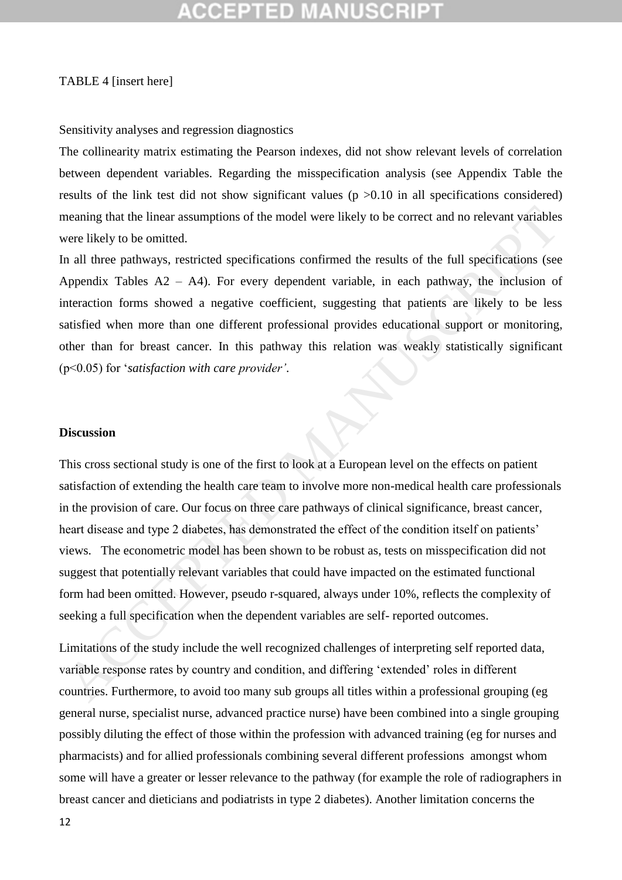TABLE 4 [insert here]

Sensitivity analyses and regression diagnostics

The collinearity matrix estimating the Pearson indexes, did not show relevant levels of correlation between dependent variables. Regarding the misspecification analysis (see Appendix Table the results of the link test did not show significant values ($p > 0.10$ in all specifications considered) meaning that the linear assumptions of the model were likely to be correct and no relevant variables were likely to be omitted.

In all three pathways, restricted specifications confirmed the results of the full specifications (see Appendix Tables A2 – A4). For every dependent variable, in each pathway, the inclusion of interaction forms showed a negative coefficient, suggesting that patients are likely to be less satisfied when more than one different professional provides educational support or monitoring, other than for breast cancer. In this pathway this relation was weakly statistically significant ($p<0.05$) for '*satisfaction with care provider'*.

## Discussion

This cross sectional study is one of the first to look at a European level on the effects on patient satisfaction of extending the health care team to involve more non-medical health care professionals in the provision of care. Our focus on three care pathways of clinical significance, breast cancer, heart disease and type 2 diabetes, has demonstrated the effect of the condition itself on patients' views. The econometric model has been shown to be robust as, tests on misspecification did not suggest that potentially relevant variables that could have impacted on the estimated functional form had been omitted. However, pseudo r-squared, always under 10%, reflects the complexity of seeking a full specification when the dependent variables are self- reported outcomes.

Limitations of the study include the well recognized challenges of interpreting self reported data, variable response rates by country and condition, and differing 'extended' roles in different countries. Furthermore, to avoid too many sub groups all titles within a professional grouping (eg general nurse, specialist nurse, advanced practice nurse) have been combined into a single grouping possibly diluting the effect of those within the profession with advanced training (eg for nurses and pharmacists) and for allied professionals combining several different professions amongst whom some will have a greater or lesser relevance to the pathway (for example the role of radiographers in breast cancer and dieticians and podiatrists in type 2 diabetes). Another limitation concerns the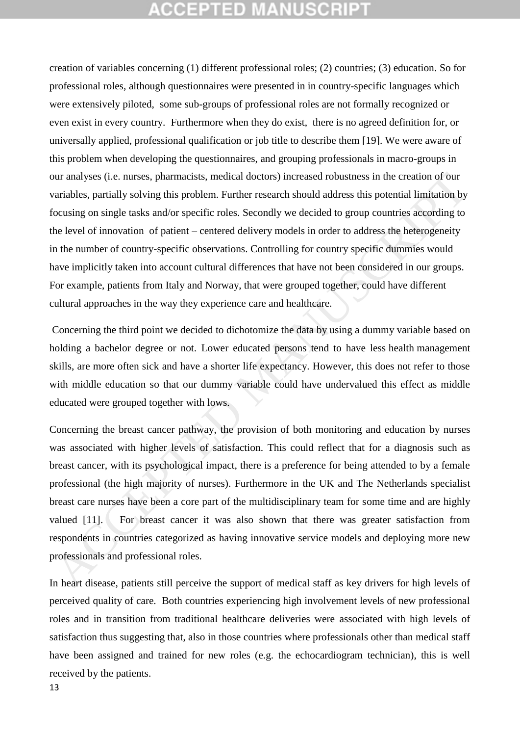creation of variables concerning (1) different professional roles; (2) countries; (3) education. So for professional roles, although questionnaires were presented in in country-specific languages which were extensively piloted, some sub-groups of professional roles are not formally recognized or even exist in every country. Furthermore when they do exist, there is no agreed definition for, or universally applied, professional qualification or job title to describe them [19]. We were aware of this problem when developing the questionnaires, and grouping professionals in macro-groups in our analyses (i.e. nurses, pharmacists, medical doctors) increased robustness in the creation of our variables, partially solving this problem. Further research should address this potential limitation by focusing on single tasks and/or specific roles. Secondly we decided to group countries according to the level of innovation of patient – centered delivery models in order to address the heterogeneity in the number of country-specific observations. Controlling for country specific dummies would have implicitly taken into account cultural differences that have not been considered in our groups. For example, patients from Italy and Norway, that were grouped together, could have different cultural approaches in the way they experience care and healthcare.

Concerning the third point we decided to dichotomize the data by using a dummy variable based on holding a bachelor degree or not. Lower educated persons tend to have less health management skills, are more often sick and have a shorter life expectancy. However, this does not refer to those with middle education so that our dummy variable could have undervalued this effect as middle educated were grouped together with lows.

Concerning the breast cancer pathway, the provision of both monitoring and education by nurses was associated with higher levels of satisfaction. This could reflect that for a diagnosis such as breast cancer, with its psychological impact, there is a preference for being attended to by a female professional (the high majority of nurses). Furthermore in the UK and The Netherlands specialist breast care nurses have been a core part of the multidisciplinary team for some time and are highly valued [11]. For breast cancer it was also shown that there was greater satisfaction from respondents in countries categorized as having innovative service models and deploying more new professionals and professional roles.

In heart disease, patients still perceive the support of medical staff as key drivers for high levels of perceived quality of care. Both countries experiencing high involvement levels of new professional roles and in transition from traditional healthcare deliveries were associated with high levels of satisfaction thus suggesting that, also in those countries where professionals other than medical staff have been assigned and trained for new roles (e.g. the echocardiogram technician), this is well received by the patients.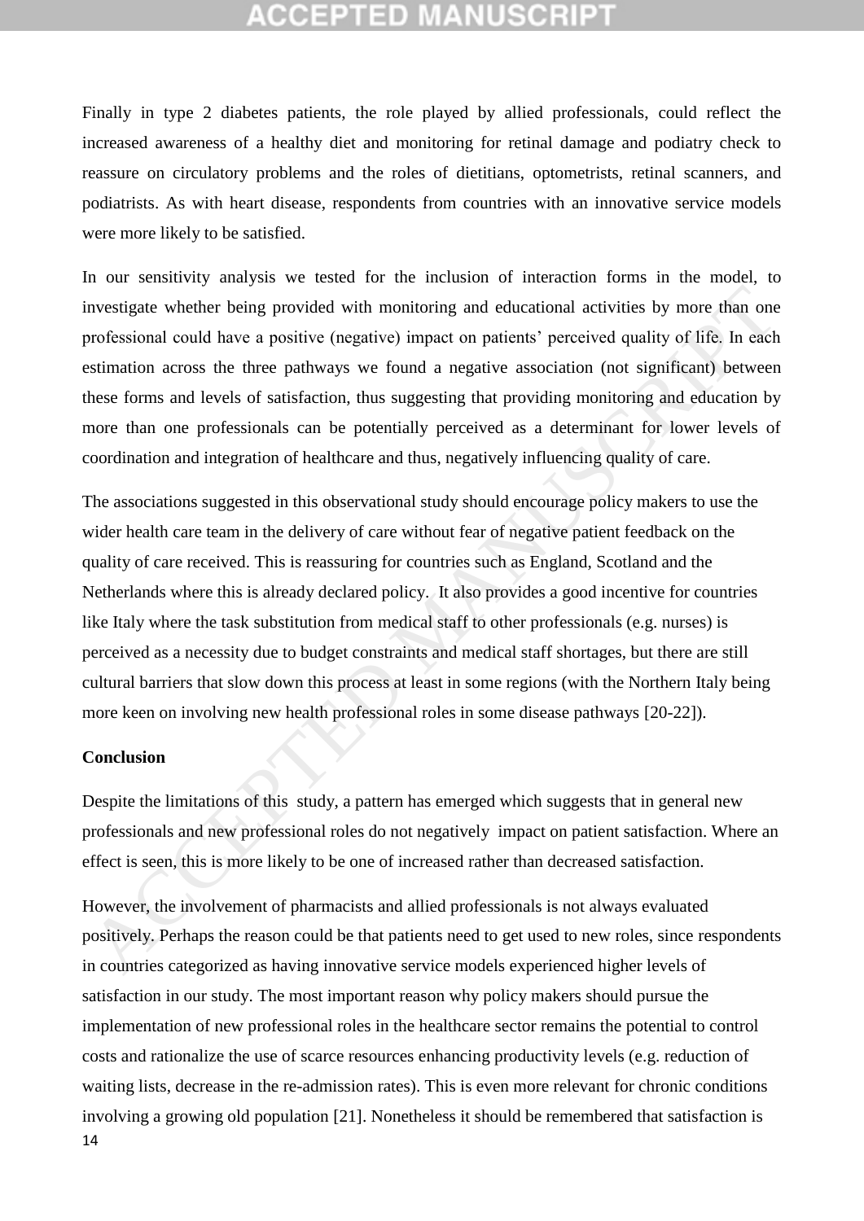Finally in type 2 diabetes patients, the role played by allied professionals, could reflect the increased awareness of a healthy diet and monitoring for retinal damage and podiatry check to reassure on circulatory problems and the roles of dietitians, optometrists, retinal scanners, and podiatrists. As with heart disease, respondents from countries with an innovative service models were more likely to be satisfied.

In our sensitivity analysis we tested for the inclusion of interaction forms in the model, to investigate whether being provided with monitoring and educational activities by more than one professional could have a positive (negative) impact on patients' perceived quality of life. In each estimation across the three pathways we found a negative association (not significant) between these forms and levels of satisfaction, thus suggesting that providing monitoring and education by more than one professionals can be potentially perceived as a determinant for lower levels of coordination and integration of healthcare and thus, negatively influencing quality of care.

The associations suggested in this observational study should encourage policy makers to use the wider health care team in the delivery of care without fear of negative patient feedback on the quality of care received. This is reassuring for countries such as England, Scotland and the Netherlands where this is already declared policy. It also provides a good incentive for countries like Italy where the task substitution from medical staff to other professionals (e.g. nurses) is perceived as a necessity due to budget constraints and medical staff shortages, but there are still cultural barriers that slow down this process at least in some regions (with the Northern Italy being more keen on involving new health professional roles in some disease pathways [20-22]).

## Conclusion

Despite the limitations of this study, a pattern has emerged which suggests that in general new professionals and new professional roles do not negatively impact on patient satisfaction. Where an effect is seen, this is more likely to be one of increased rather than decreased satisfaction.

However, the involvement of pharmacists and allied professionals is not always evaluated positively. Perhaps the reason could be that patients need to get used to new roles, since respondents in countries categorized as having innovative service models experienced higher levels of satisfaction in our study. The most important reason why policy makers should pursue the implementation of new professional roles in the healthcare sector remains the potential to control costs and rationalize the use of scarce resources enhancing productivity levels (e.g. reduction of waiting lists, decrease in the re-admission rates). This is even more relevant for chronic conditions involving a growing old population [21]. Nonetheless it should be remembered that satisfaction is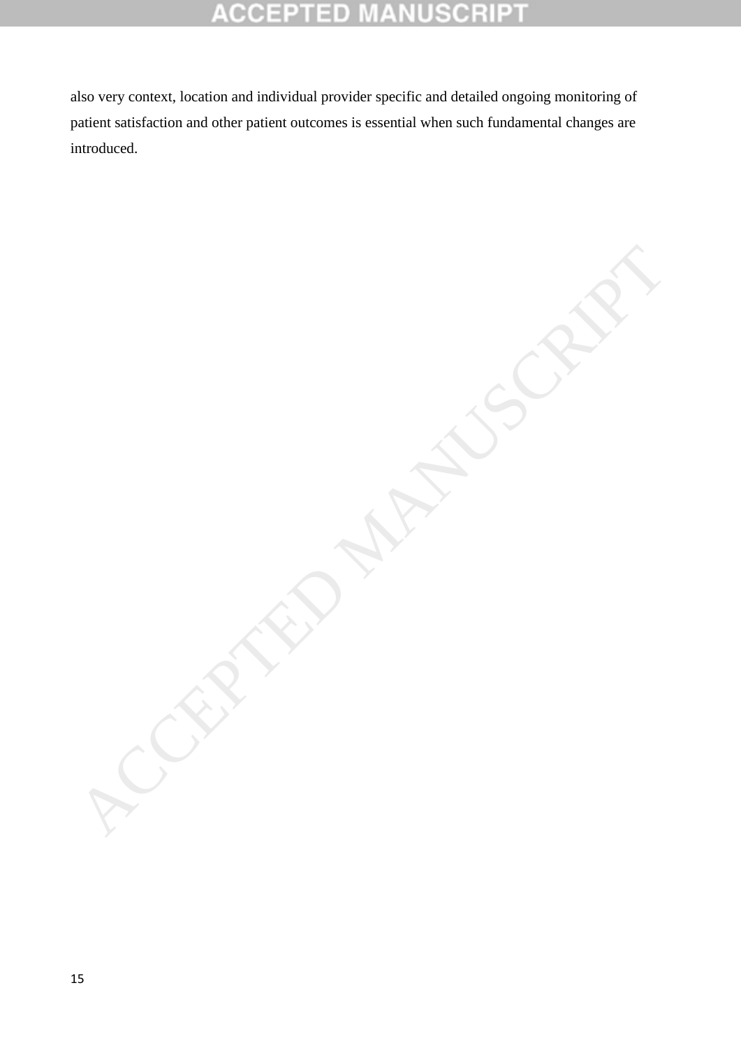also very context, location and individual provider specific and detailed ongoing monitoring of patient satisfaction and other patient outcomes is essential when such fundamental changes are introduced.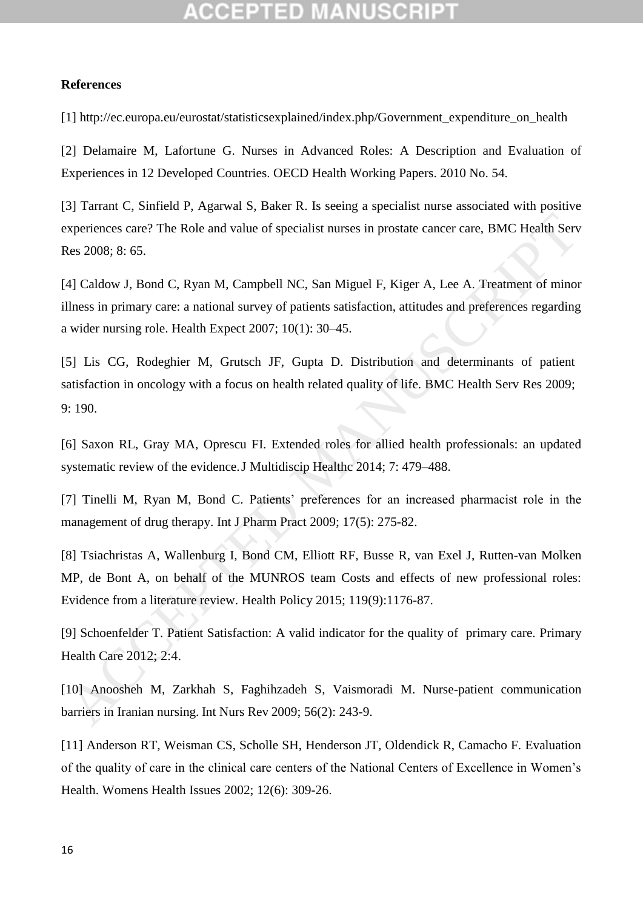**References**

[1] http://ec.europa.eu/eurostat/statisticsexplained/index.php/Government_expenditure_on_health

[2] Delamaire M, Lafortune G. Nurses in Advanced Roles: A Description and Evaluation of Experiences in 12 Developed Countries. OECD Health Working Papers. 2010 No. 54.

[3] Tarrant C, Sinfield P, Agarwal S, Baker R. Is seeing a specialist nurse associated with positive experiences care? The Role and value of specialist nurses in prostate cancer care, BMC Health Serv Res 2008; 8: 65.

[4] Caldow J, Bond C, Ryan M, Campbell NC, San Miguel F, Kiger A, Lee A. Treatment of minor illness in primary care: a national survey of patients satisfaction, attitudes and preferences regarding a wider nursing role. Health Expect 2007; 10(1): 30–45.

[5] Lis CG, Rodeghier M, Grutsch JF, Gupta D. Distribution and determinants of patient satisfaction in oncology with a focus on health related quality of life. BMC Health Serv Res 2009; 9: 190.

[6] Saxon RL, Gray MA, Oprescu FI. Extended roles for allied health professionals: an updated systematic review of the evidence. J Multidiscip Healthc 2014; 7: 479–488.

[7] Tinelli M, Ryan M, Bond C. Patients' preferences for an increased pharmacist role in the management of drug therapy. Int J Pharm Pract 2009; 17(5): 275-82.

[8] Tsiachristas A, Wallenburg I, Bond CM, Elliott RF, Busse R, van Exel J, Rutten-van Molken MP, de Bont A, on behalf of the MUNROS team Costs and effects of new professional roles: Evidence from a literature review. Health Policy 2015; 119(9):1176-87.

[9] Schoenfelder T. Patient Satisfaction: A valid indicator for the quality of primary care. Primary Health Care 2012; 2:4.

[10] Anoosheh M, Zarkhah S, Faghihzadeh S, Vaismoradi M. Nurse-patient communication barriers in Iranian nursing. Int Nurs Rev 2009; 56(2): 243-9.

[11] Anderson RT, Weisman CS, Scholle SH, Henderson JT, Oldendick R, Camacho F. Evaluation of the quality of care in the clinical care centers of the National Centers of Excellence in Women's Health. Womens Health Issues 2002; 12(6): 309-26.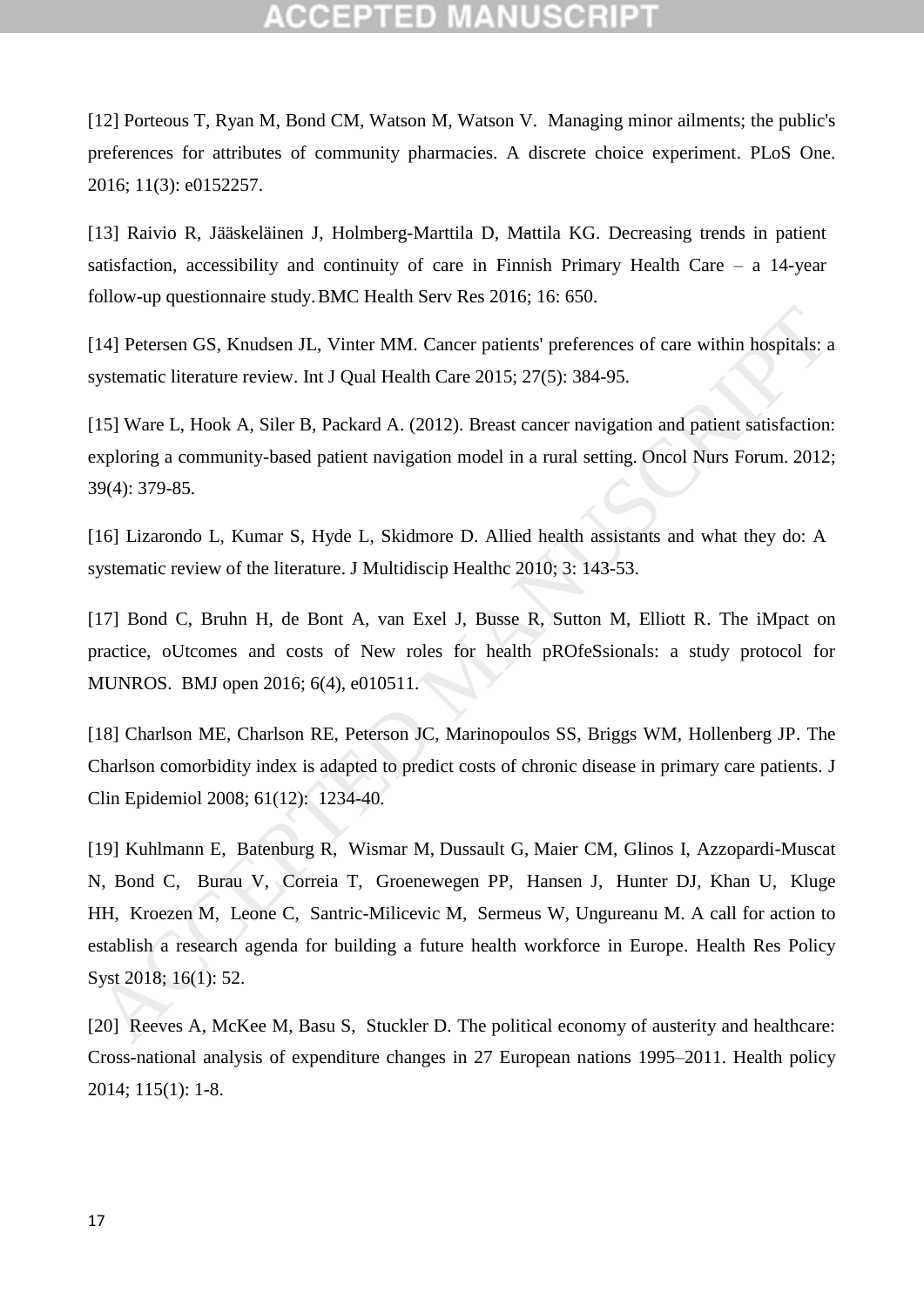[12] Porteous T, Ryan M, Bond CM, Watson M, Watson V. Managing minor ailments; the public's preferences for attributes of community pharmacies. A discrete choice experiment. PLoS One. 2016; 11(3): e0152257.

[13] Raivio R, Jääskeläinen J, Holmberg-Marttila D, Mattila KG. Decreasing trends in patient satisfaction, accessibility and continuity of care in Finnish Primary Health Care – a 14-year follow-up questionnaire study. BMC Health Serv Res 2016; 16: 650.

[14] Petersen GS, Knudsen JL, Vinter MM. Cancer patients' preferences of care within hospitals: a systematic literature review. Int J Qual Health Care 2015; 27(5): 384-95.

[15] Ware L, Hook A, Siler B, Packard A. (2012). Breast cancer navigation and patient satisfaction: exploring a community-based patient navigation model in a rural setting. Oncol Nurs Forum. 2012; 39(4): 379-85.

[16] Lizarondo L, Kumar S, Hyde L, Skidmore D. Allied health assistants and what they do: A systematic review of the literature. J Multidiscip Healthc 2010; 3: 143-53.

[17] Bond C, Bruhn H, de Bont A, van Exel J, Busse R, Sutton M, Elliott R. The iMpact on practice, oUtcomes and costs of New roles for health pROfeSsionals: a study protocol for MUNROS. BMJ open 2016; 6(4), e010511.

[18] Charlson ME, Charlson RE, Peterson JC, Marinopoulos SS, Briggs WM, Hollenberg JP. The Charlson comorbidity index is adapted to predict costs of chronic disease in primary care patients. J Clin Epidemiol 2008; 61(12): 1234-40.

[19] Kuhlmann E, Batenburg R, Wismar M, Dussault G, Maier CM, Glinos I, Azzopardi-Muscat N, Bond C, Burau V, Correia T, Groenewegen PP, Hansen J, Hunter DJ, Khan U, Kluge HH, Kroezen M, Leone C, Santric-Milicevic M, Sermeus W, Ungureanu M. A call for action to establish a research agenda for building a future health workforce in Europe. Health Res Policy Syst 2018; 16(1): 52.

[20] Reeves A, McKee M, Basu S, Stuckler D. The political economy of austerity and healthcare: Cross-national analysis of expenditure changes in 27 European nations 1995–2011. Health policy 2014; 115(1): 1-8.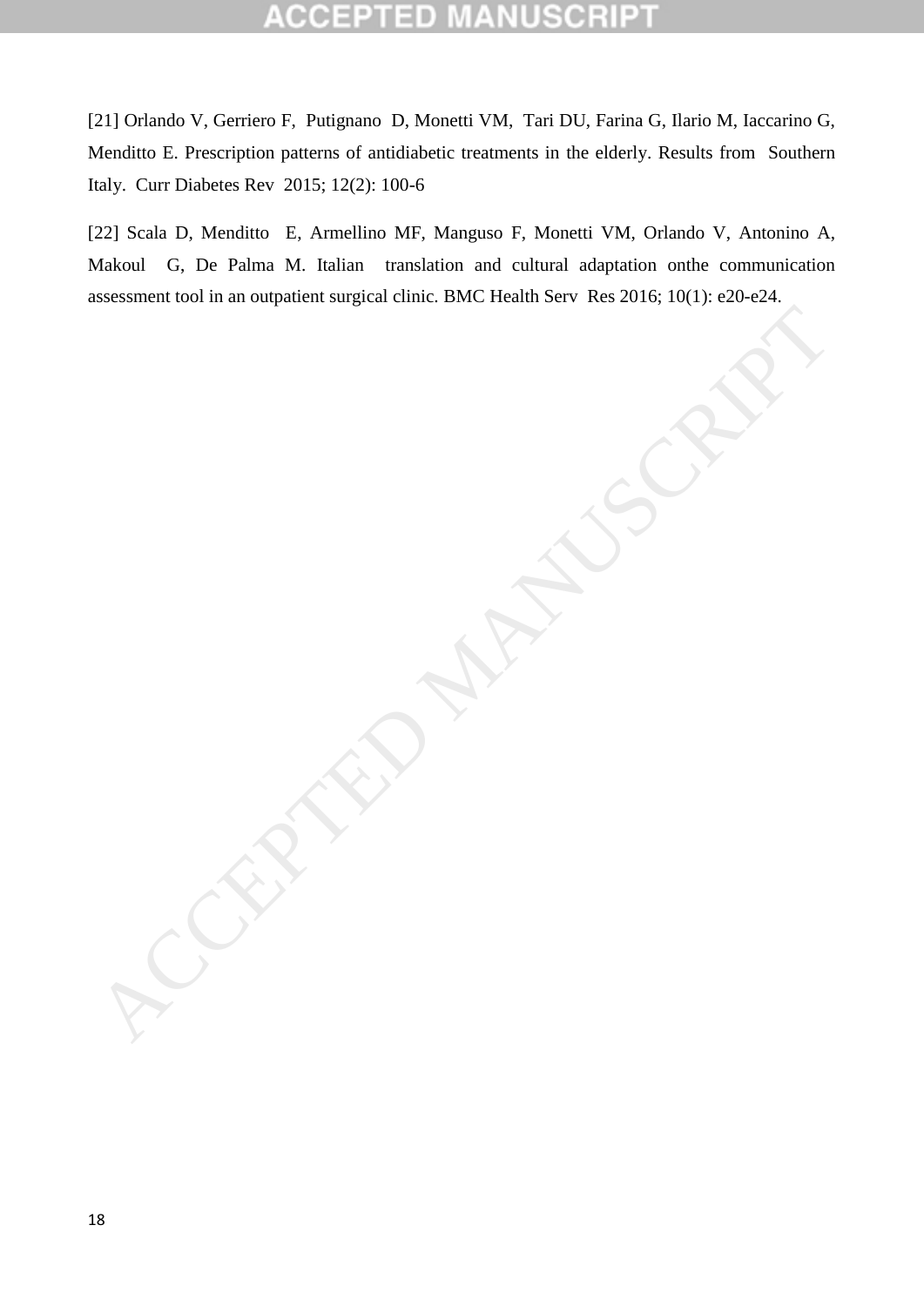[21] Orlando V, Gerriero F, Putignano D, Monetti VM, Tari DU, Farina G, Ilario M, Iaccarino G, Menditto E. Prescription patterns of antidiabetic treatments in the elderly. Results from Southern Italy. Curr Diabetes Rev 2015; 12(2): 100-6

[22] Scala D, Menditto E, Armellino MF, Manguso F, Monetti VM, Orlando V, Antonino A, Makoul G, De Palma M. Italian translation and cultural adaptation onthe communication assessment tool in an outpatient surgical clinic. BMC Health Serv Res 2016; 10(1): e20-e24.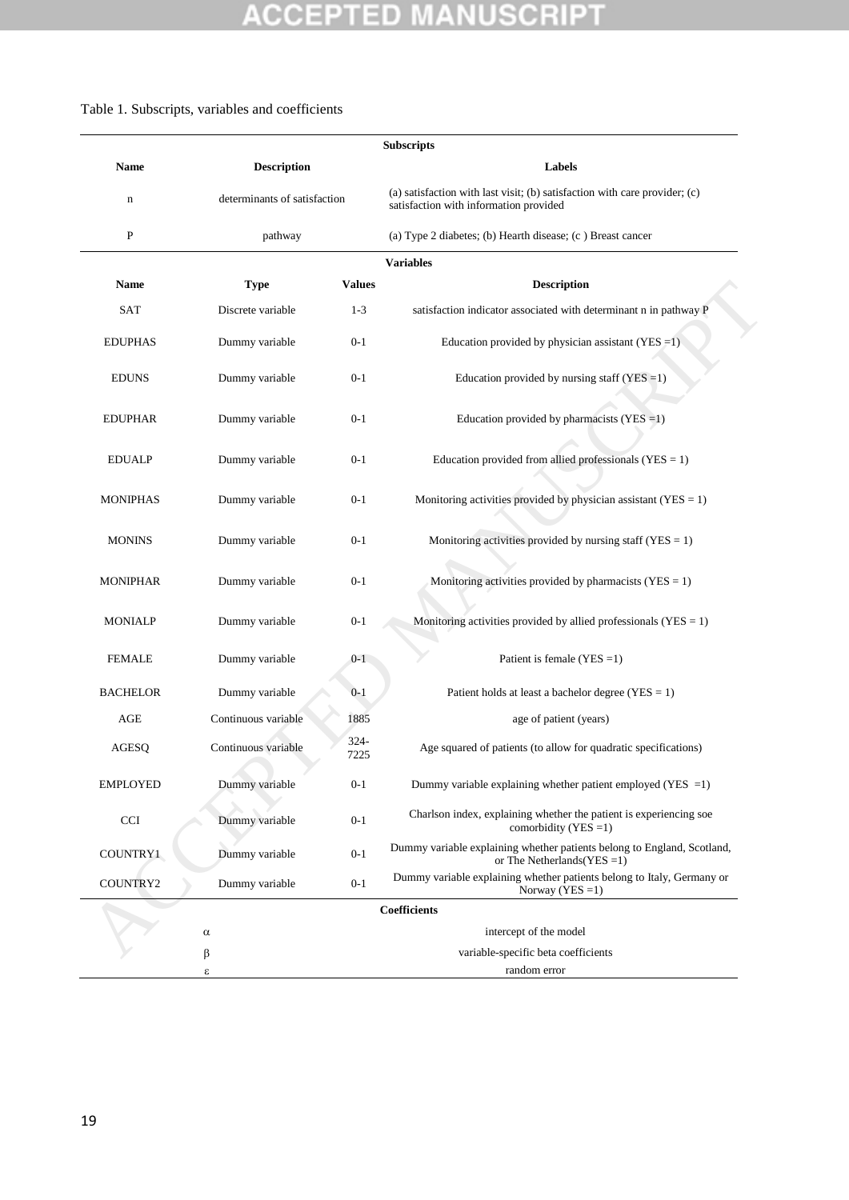Table 1. Subscripts, variables and coefficients

| **Subscripts** | | | |
|---|---|---|---|
| **Name** | **Description** | | **Labels** |
| n | determinants of satisfaction | | (a) satisfaction with last visit; (b) satisfaction with care provider; (c) satisfaction with information provided |
| P | pathway | | (a) Type 2 diabetes; (b) Hearth disease; (c ) Breast cancer |
| **Variables** | | | |
| **Name** | **Type** | **Values** | **Description** |
| SAT | Discrete variable | 1-3 | satisfaction indicator associated with determinant n in pathway P |
| EDUPHAS | Dummy variable | 0-1 | Education provided by physician assistant (YES =1) |
| EDUNS | Dummy variable | 0-1 | Education provided by nursing staff (YES =1) |
| EDUPHAR | Dummy variable | 0-1 | Education provided by pharmacists (YES =1) |
| EDUALP | Dummy variable | 0-1 | Education provided from allied professionals (YES = 1) |
| MONIPHAS | Dummy variable | 0-1 | Monitoring activities provided by physician assistant (YES = 1) |
| MONINS | Dummy variable | 0-1 | Monitoring activities provided by nursing staff (YES = 1) |
| MONIPHAR | Dummy variable | 0-1 | Monitoring activities provided by pharmacists (YES = 1) |
| MONIALP | Dummy variable | 0-1 | Monitoring activities provided by allied professionals (YES = 1) |
| FEMALE | Dummy variable | 0-1 | Patient is female (YES =1) |
| BACHELOR | Dummy variable | 0-1 | Patient holds at least a bachelor degree (YES = 1) |
| AGE | Continuous variable | 1885 | age of patient (years) |
| AGESQ | Continuous variable | 324-7225 | Age squared of patients (to allow for quadratic specifications) |
| EMPLOYED | Dummy variable | 0-1 | Dummy variable explaining whether patient employed (YES =1) |
| CCI | Dummy variable | 0-1 | Charlson index, explaining whether the patient is experiencing soe comorbidity (YES =1) |
| COUNTRY1 | Dummy variable | 0-1 | Dummy variable explaining whether patients belong to England, Scotland, or The Netherlands(YES =1) |
| COUNTRY2 | Dummy variable | 0-1 | Dummy variable explaining whether patients belong to Italy, Germany or Norway (YES =1) |
| **Coefficients** | | | |
| | $\alpha$ | | intercept of the model |
| | $\beta$ | | variable-specific beta coefficients |
| | $\varepsilon$ | | random error |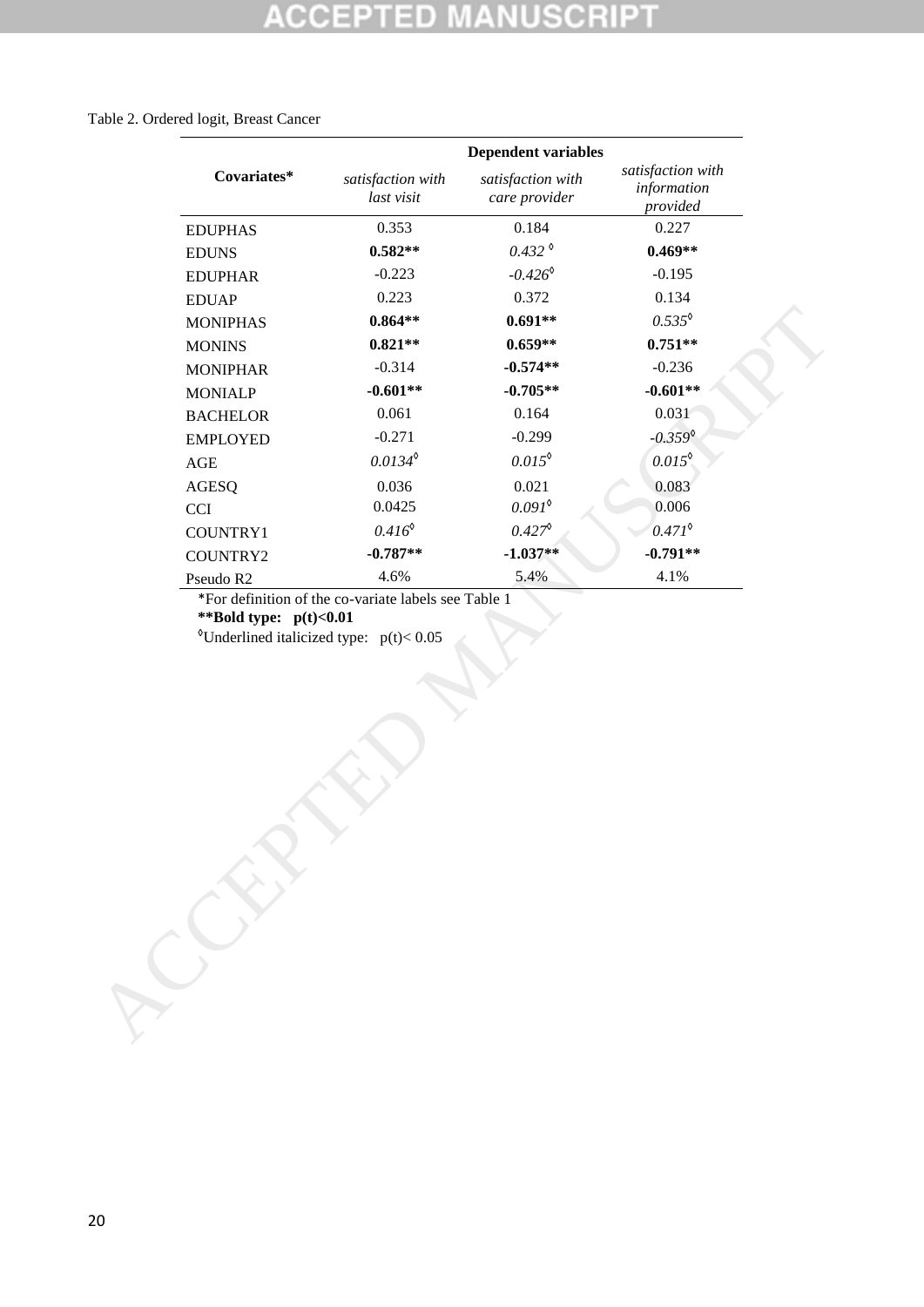Table 2. Ordered logit, Breast Cancer

| Covariates* | Dependent variables | | |
|---|---|---|---|
| | *satisfaction with last visit* | *satisfaction with care provider* | *satisfaction with information provided* |
| EDUPHAS | 0.353 | 0.184 | 0.227 |
| EDUNS | **0.582**** | *0.432* ◊ | **0.469**** |
| EDUPHAR | -0.223 | *-0.426*◊ | -0.195 |
| EDUAP | 0.223 | 0.372 | 0.134 |
| MONIPHAS | **0.864**** | **0.691**** | *0.535*◊ |
| MONINS | **0.821**** | **0.659**** | **0.751**** |
| MONIPHAR | -0.314 | **-0.574**** | -0.236 |
| MONIALP | **-0.601**** | **-0.705**** | **-0.601**** |
| BACHELOR | 0.061 | 0.164 | 0.031 |
| EMPLOYED | -0.271 | -0.299 | *-0.359*◊ |
| AGE | *0.0134*◊ | *0.015*◊ | *0.015*◊ |
| AGESQ | 0.036 | 0.021 | 0.083 |
| CCI | 0.0425 | *0.091*◊ | 0.006 |
| COUNTRY1 | *0.416*◊ | *0.427*◊ | *0.471*◊ |
| COUNTRY2 | **-0.787**** | **-1.037**** | **-0.791**** |
| Pseudo R2 | 4.6% | 5.4% | 4.1% |

*For definition of the co-variate labels see Table 1

****Bold type: p(t)<0.01**

◊Underlined italicized type: p(t)< 0.05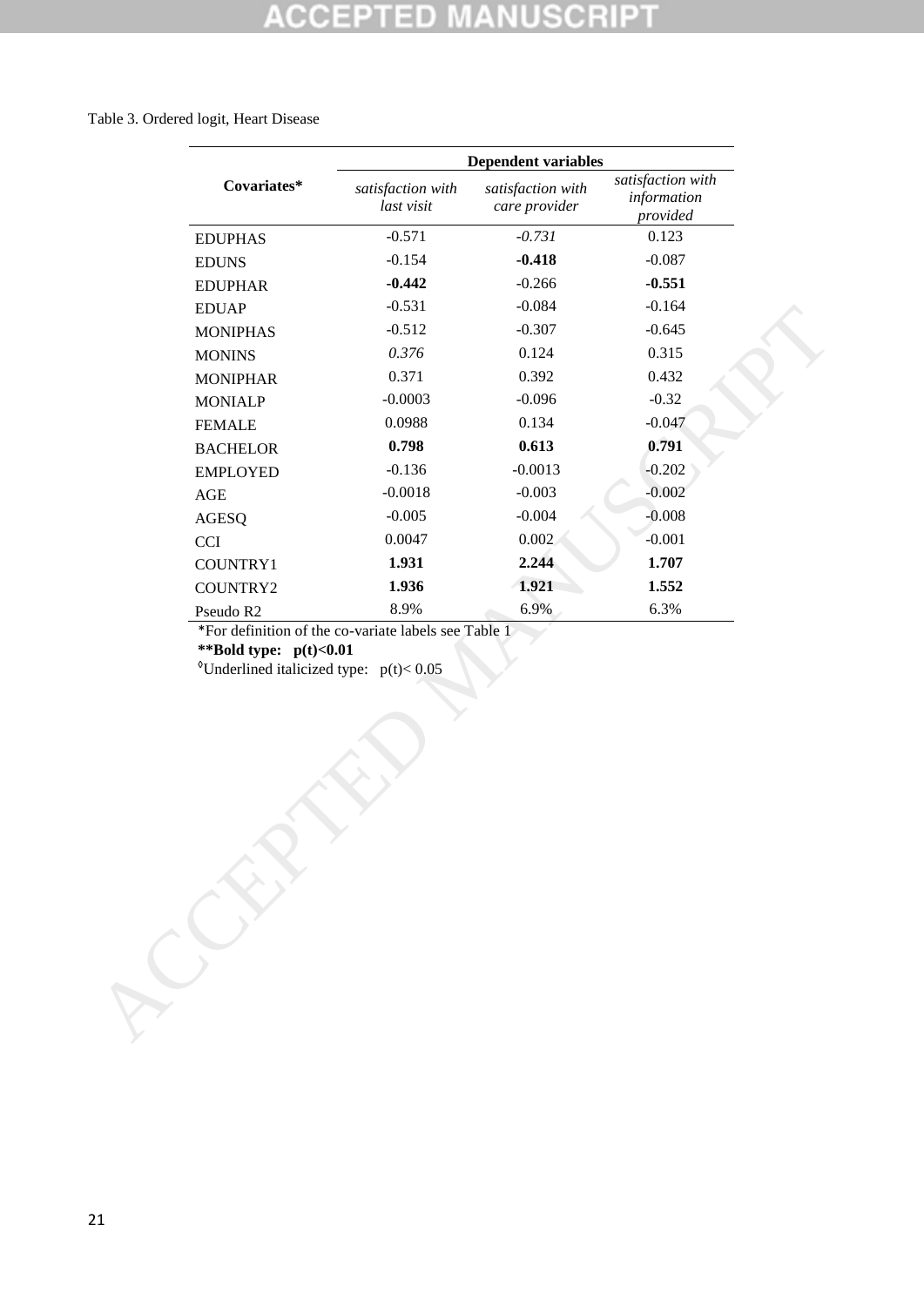Table 3. Ordered logit, Heart Disease

| Covariates* | Dependent variables | | |
|---|---|---|---|
| | *satisfaction with last visit* | *satisfaction with care provider* | *satisfaction with information provided* |
| EDUPHAS | -0.571 | *-0.731* | 0.123 |
| EDUNS | -0.154 | **-0.418** | -0.087 |
| EDUPHAR | **-0.442** | -0.266 | **-0.551** |
| EDUAP | -0.531 | -0.084 | -0.164 |
| MONIPHAS | -0.512 | -0.307 | -0.645 |
| MONINS | *0.376* | 0.124 | 0.315 |
| MONIPHAR | 0.371 | 0.392 | 0.432 |
| MONIALP | -0.0003 | -0.096 | -0.32 |
| FEMALE | 0.0988 | 0.134 | -0.047 |
| BACHELOR | **0.798** | **0.613** | **0.791** |
| EMPLOYED | -0.136 | -0.0013 | -0.202 |
| AGE | -0.0018 | -0.003 | -0.002 |
| AGESQ | -0.005 | -0.004 | -0.008 |
| CCI | 0.0047 | 0.002 | -0.001 |
| COUNTRY1 | **1.931** | **2.244** | **1.707** |
| COUNTRY2 | **1.936** | **1.921** | **1.552** |
| Pseudo R2 | 8.9% | 6.9% | 6.3% |

*For definition of the co-variate labels see Table 1

**\*\*Bold type: p(t)<0.01**

◊Underlined italicized type: p(t)< 0.05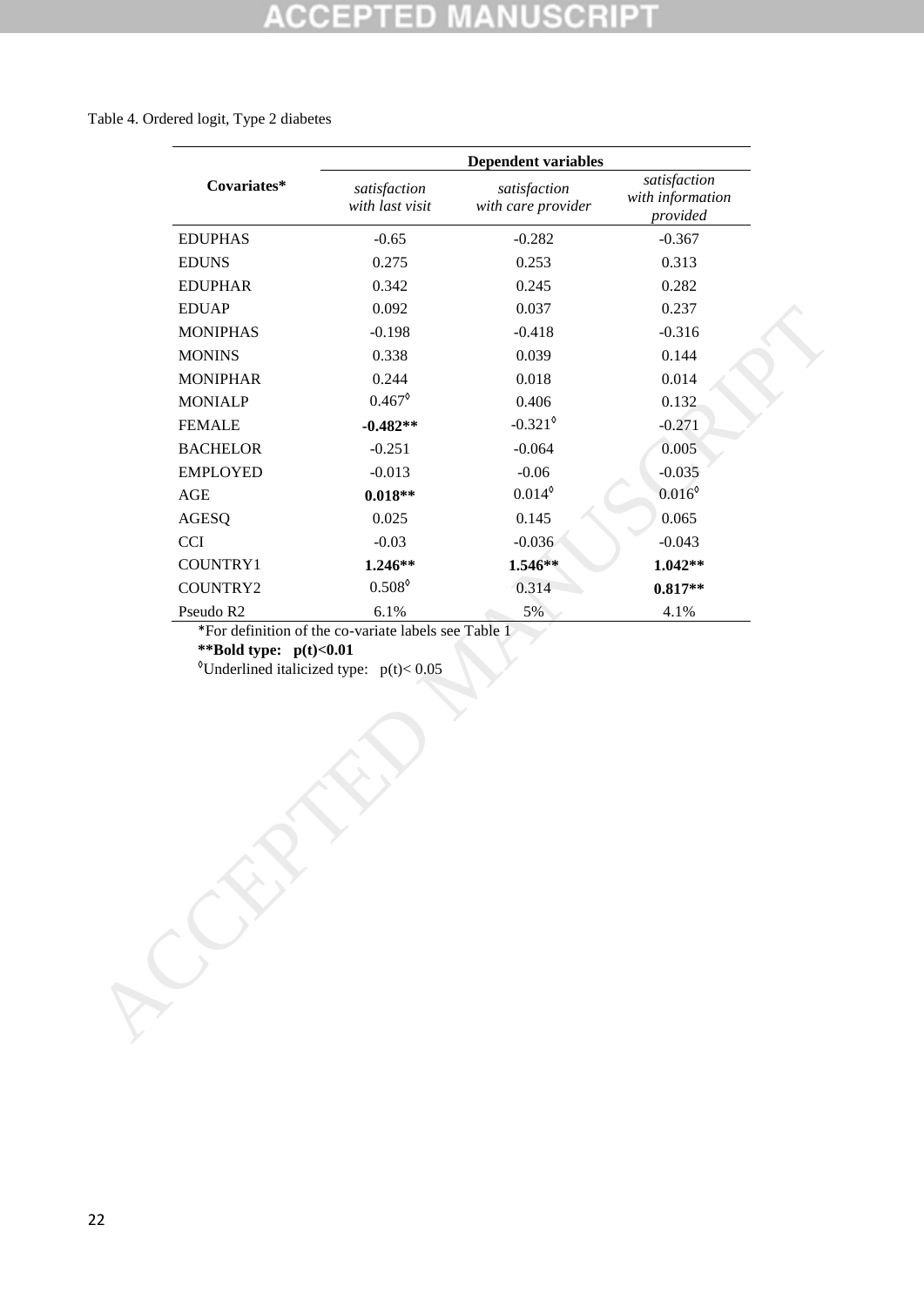Table 4. Ordered logit, Type 2 diabetes

| Covariates* | Dependent variables | | |
|---|---|---|---|
| | *satisfaction with last visit* | *satisfaction with care provider* | *satisfaction with information provided* |
| EDUPHAS | -0.65 | -0.282 | -0.367 |
| EDUNS | 0.275 | 0.253 | 0.313 |
| EDUPHAR | 0.342 | 0.245 | 0.282 |
| EDUAP | 0.092 | 0.037 | 0.237 |
| MONIPHAS | -0.198 | -0.418 | -0.316 |
| MONINS | 0.338 | 0.039 | 0.144 |
| MONIPHAR | 0.244 | 0.018 | 0.014 |
| MONIALP | 0.467◊ | 0.406 | 0.132 |
| FEMALE | **-0.482**** | -0.321◊ | -0.271 |
| BACHELOR | -0.251 | -0.064 | 0.005 |
| EMPLOYED | -0.013 | -0.06 | -0.035 |
| AGE | **0.018**** | 0.014◊ | 0.016◊ |
| AGESQ | 0.025 | 0.145 | 0.065 |
| CCI | -0.03 | -0.036 | -0.043 |
| COUNTRY1 | **1.246**** | **1.546**** | **1.042**** |
| COUNTRY2 | 0.508◊ | 0.314 | **0.817**** |
| Pseudo R2 | 6.1% | 5% | 4.1% |

*For definition of the co-variate labels see Table 1

****Bold type: p(t)<0.01**

◊Underlined italicized type: p(t)< 0.05